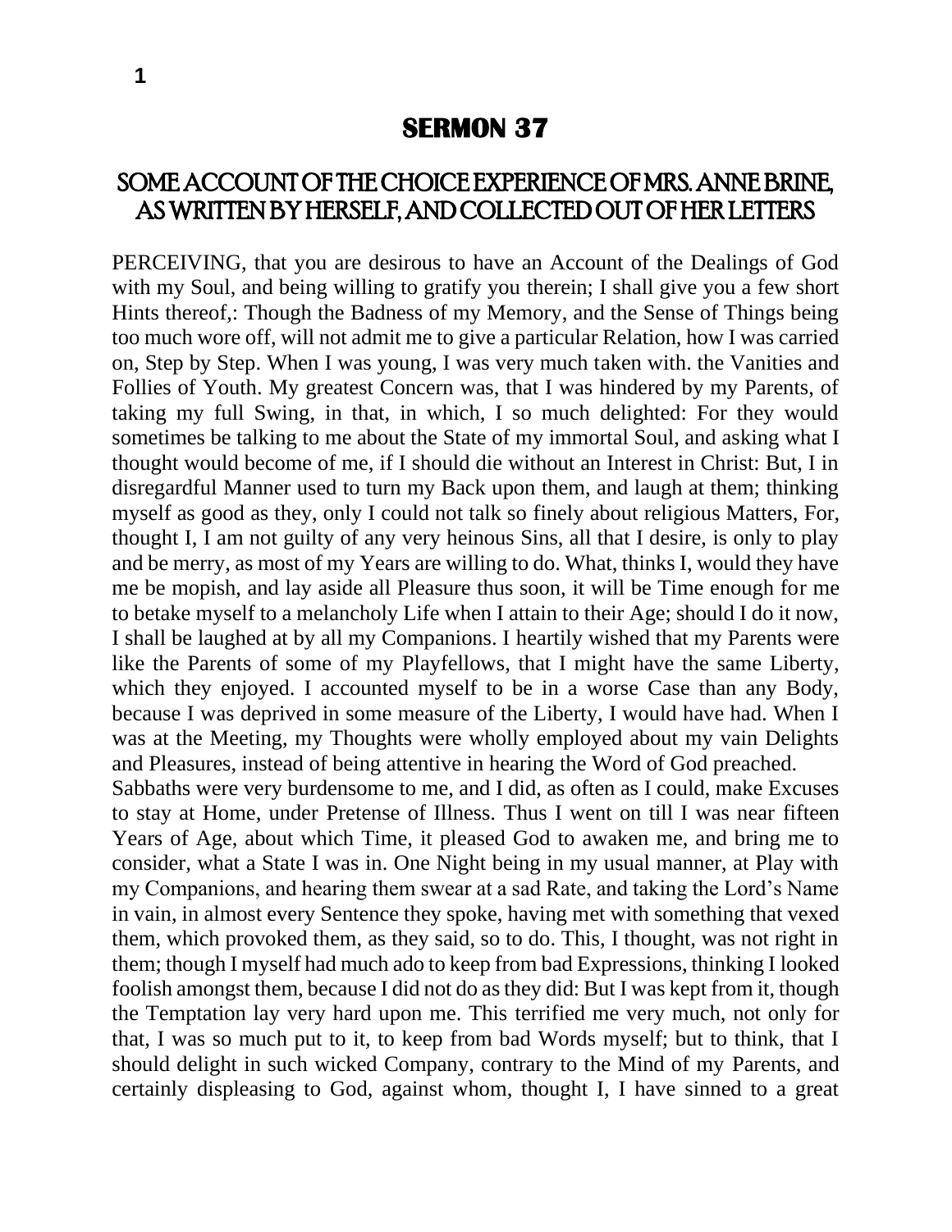# SERMON 37

## SOME ACCOUNT OF THE CHOICE EXPERIENCE OF MRS. ANNE BRINE, AS WRITTEN BY HERSELF, AND COLLECTED OUT OF HER LETTERS

PERCEIVING, that you are desirous to have an Account of the Dealings of God with my Soul, and being willing to gratify you therein; I shall give you a few short Hints thereof,: Though the Badness of my Memory, and the Sense of Things being too much wore off, will not admit me to give a particular Relation, how I was carried on, Step by Step. When I was young, I was very much taken with. the Vanities and Follies of Youth. My greatest Concern was, that I was hindered by my Parents, of taking my full Swing, in that, in which, I so much delighted: For they would sometimes be talking to me about the State of my immortal Soul, and asking what I thought would become of me, if I should die without an Interest in Christ: But, I in disregardful Manner used to turn my Back upon them, and laugh at them; thinking myself as good as they, only I could not talk so finely about religious Matters, For, thought I, I am not guilty of any very heinous Sins, all that I desire, is only to play and be merry, as most of my Years are willing to do. What, thinks I, would they have me be mopish, and lay aside all Pleasure thus soon, it will be Time enough for me to betake myself to a melancholy Life when I attain to their Age; should I do it now, I shall be laughed at by all my Companions. I heartily wished that my Parents were like the Parents of some of my Playfellows, that I might have the same Liberty, which they enjoyed. I accounted myself to be in a worse Case than any Body, because I was deprived in some measure of the Liberty, I would have had. When I was at the Meeting, my Thoughts were wholly employed about my vain Delights and Pleasures, instead of being attentive in hearing the Word of God preached.

Sabbaths were very burdensome to me, and I did, as often as I could, make Excuses to stay at Home, under Pretense of Illness. Thus I went on till I was near fifteen Years of Age, about which Time, it pleased God to awaken me, and bring me to consider, what a State I was in. One Night being in my usual manner, at Play with my Companions, and hearing them swear at a sad Rate, and taking the Lord's Name in vain, in almost every Sentence they spoke, having met with something that vexed them, which provoked them, as they said, so to do. This, I thought, was not right in them; though I myself had much ado to keep from bad Expressions, thinking I looked foolish amongst them, because I did not do as they did: But I was kept from it, though the Temptation lay very hard upon me. This terrified me very much, not only for that, I was so much put to it, to keep from bad Words myself; but to think, that I should delight in such wicked Company, contrary to the Mind of my Parents, and certainly displeasing to God, against whom, thought I, I have sinned to a great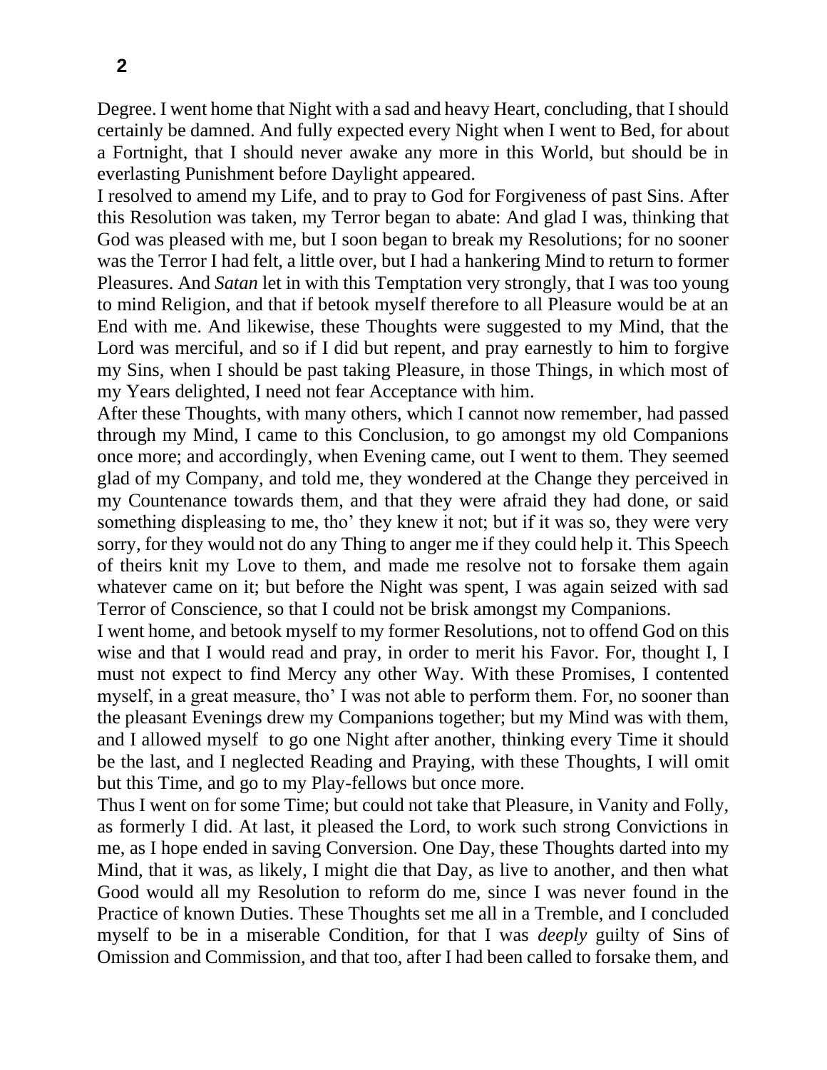Degree. I went home that Night with a sad and heavy Heart, concluding, that I should certainly be damned. And fully expected every Night when I went to Bed, for about a Fortnight, that I should never awake any more in this World, but should be in everlasting Punishment before Daylight appeared.

I resolved to amend my Life, and to pray to God for Forgiveness of past Sins. After this Resolution was taken, my Terror began to abate: And glad I was, thinking that God was pleased with me, but I soon began to break my Resolutions; for no sooner was the Terror I had felt, a little over, but I had a hankering Mind to return to former Pleasures. And *Satan* let in with this Temptation very strongly, that I was too young to mind Religion, and that if betook myself therefore to all Pleasure would be at an End with me. And likewise, these Thoughts were suggested to my Mind, that the Lord was merciful, and so if I did but repent, and pray earnestly to him to forgive my Sins, when I should be past taking Pleasure, in those Things, in which most of my Years delighted, I need not fear Acceptance with him.

After these Thoughts, with many others, which I cannot now remember, had passed through my Mind, I came to this Conclusion, to go amongst my old Companions once more; and accordingly, when Evening came, out I went to them. They seemed glad of my Company, and told me, they wondered at the Change they perceived in my Countenance towards them, and that they were afraid they had done, or said something displeasing to me, tho' they knew it not; but if it was so, they were very sorry, for they would not do any Thing to anger me if they could help it. This Speech of theirs knit my Love to them, and made me resolve not to forsake them again whatever came on it; but before the Night was spent, I was again seized with sad Terror of Conscience, so that I could not be brisk amongst my Companions.

I went home, and betook myself to my former Resolutions, not to offend God on this wise and that I would read and pray, in order to merit his Favor. For, thought I, I must not expect to find Mercy any other Way. With these Promises, I contented myself, in a great measure, tho' I was not able to perform them. For, no sooner than the pleasant Evenings drew my Companions together; but my Mind was with them, and I allowed myself to go one Night after another, thinking every Time it should be the last, and I neglected Reading and Praying, with these Thoughts, I will omit but this Time, and go to my Play-fellows but once more.

Thus I went on for some Time; but could not take that Pleasure, in Vanity and Folly, as formerly I did. At last, it pleased the Lord, to work such strong Convictions in me, as I hope ended in saving Conversion. One Day, these Thoughts darted into my Mind, that it was, as likely, I might die that Day, as live to another, and then what Good would all my Resolution to reform do me, since I was never found in the Practice of known Duties. These Thoughts set me all in a Tremble, and I concluded myself to be in a miserable Condition, for that I was *deeply* guilty of Sins of Omission and Commission, and that too, after I had been called to forsake them, and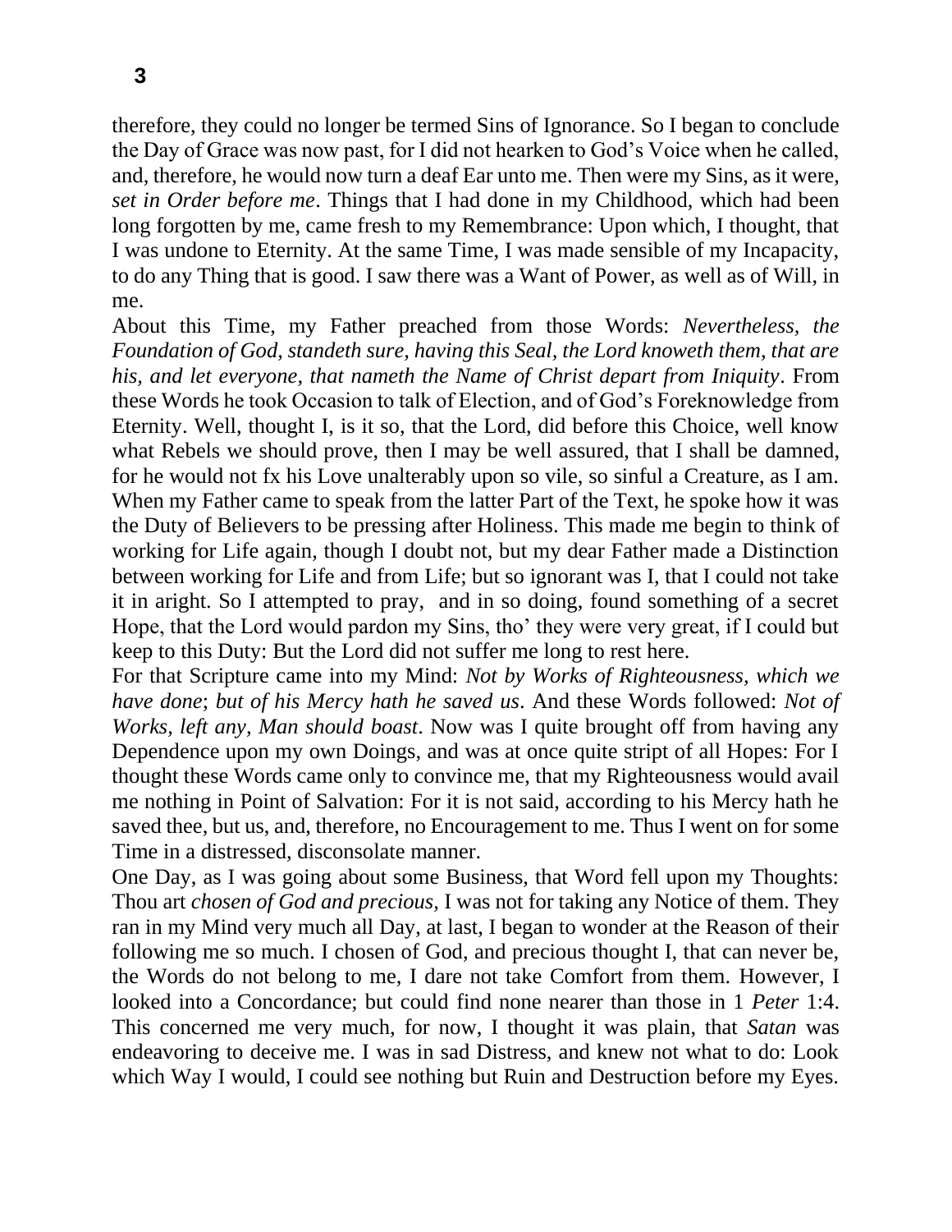therefore, they could no longer be termed Sins of Ignorance. So I began to conclude the Day of Grace was now past, for I did not hearken to God's Voice when he called, and, therefore, he would now turn a deaf Ear unto me. Then were my Sins, as it were, *set in Order before me*. Things that I had done in my Childhood, which had been long forgotten by me, came fresh to my Remembrance: Upon which, I thought, that I was undone to Eternity. At the same Time, I was made sensible of my Incapacity, to do any Thing that is good. I saw there was a Want of Power, as well as of Will, in me.

About this Time, my Father preached from those Words: *Nevertheless, the Foundation of God, standeth sure, having this Seal, the Lord knoweth them, that are his, and let everyone, that nameth the Name of Christ depart from Iniquity*. From these Words he took Occasion to talk of Election, and of God's Foreknowledge from Eternity. Well, thought I, is it so, that the Lord, did before this Choice, well know what Rebels we should prove, then I may be well assured, that I shall be damned, for he would not fx his Love unalterably upon so vile, so sinful a Creature, as I am. When my Father came to speak from the latter Part of the Text, he spoke how it was the Duty of Believers to be pressing after Holiness. This made me begin to think of working for Life again, though I doubt not, but my dear Father made a Distinction between working for Life and from Life; but so ignorant was I, that I could not take it in aright. So I attempted to pray, and in so doing, found something of a secret Hope, that the Lord would pardon my Sins, tho' they were very great, if I could but keep to this Duty: But the Lord did not suffer me long to rest here.

For that Scripture came into my Mind: *Not by Works of Righteousness, which we have done*; *but of his Mercy hath he saved us*. And these Words followed: *Not of Works, left any, Man should boast*. Now was I quite brought off from having any Dependence upon my own Doings, and was at once quite stript of all Hopes: For I thought these Words came only to convince me, that my Righteousness would avail me nothing in Point of Salvation: For it is not said, according to his Mercy hath he saved thee, but us, and, therefore, no Encouragement to me. Thus I went on for some Time in a distressed, disconsolate manner.

One Day, as I was going about some Business, that Word fell upon my Thoughts: Thou art *chosen of God and precious,* I was not for taking any Notice of them. They ran in my Mind very much all Day, at last, I began to wonder at the Reason of their following me so much. I chosen of God, and precious thought I, that can never be, the Words do not belong to me, I dare not take Comfort from them. However, I looked into a Concordance; but could find none nearer than those in 1 *Peter* 1:4. This concerned me very much, for now, I thought it was plain, that *Satan* was endeavoring to deceive me. I was in sad Distress, and knew not what to do: Look which Way I would, I could see nothing but Ruin and Destruction before my Eyes.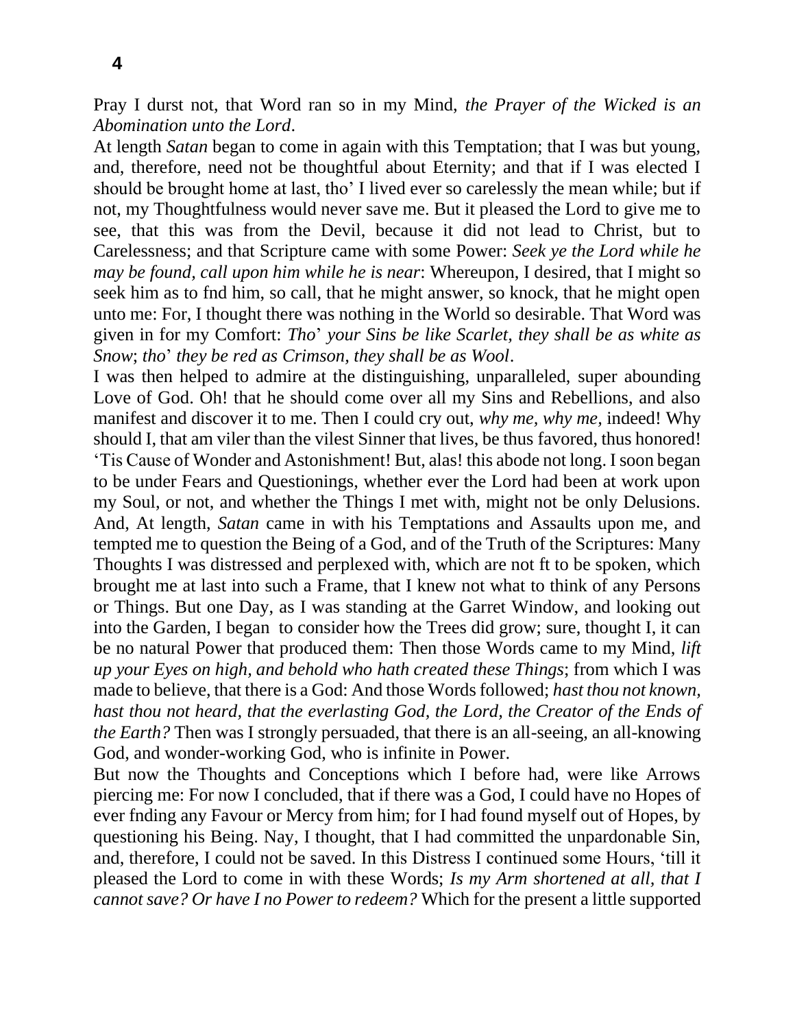Pray I durst not, that Word ran so in my Mind, *the Prayer of the Wicked is an Abomination unto the Lord*.

At length *Satan* began to come in again with this Temptation; that I was but young, and, therefore, need not be thoughtful about Eternity; and that if I was elected I should be brought home at last, tho' I lived ever so carelessly the mean while; but if not, my Thoughtfulness would never save me. But it pleased the Lord to give me to see, that this was from the Devil, because it did not lead to Christ, but to Carelessness; and that Scripture came with some Power: *Seek ye the Lord while he may be found, call upon him while he is near*: Whereupon, I desired, that I might so seek him as to fnd him, so call, that he might answer, so knock, that he might open unto me: For, I thought there was nothing in the World so desirable. That Word was given in for my Comfort: *Tho' your Sins be like Scarlet, they shall be as white as Snow*; *tho' they be red as Crimson, they shall be as Wool*.

I was then helped to admire at the distinguishing, unparalleled, super abounding Love of God. Oh! that he should come over all my Sins and Rebellions, and also manifest and discover it to me. Then I could cry out, *why me, why me,* indeed! Why should I, that am viler than the vilest Sinner that lives, be thus favored, thus honored! 'Tis Cause of Wonder and Astonishment! But, alas! this abode not long. I soon began to be under Fears and Questionings, whether ever the Lord had been at work upon my Soul, or not, and whether the Things I met with, might not be only Delusions. And, At length, *Satan* came in with his Temptations and Assaults upon me, and tempted me to question the Being of a God, and of the Truth of the Scriptures: Many Thoughts I was distressed and perplexed with, which are not ft to be spoken, which brought me at last into such a Frame, that I knew not what to think of any Persons or Things. But one Day, as I was standing at the Garret Window, and looking out into the Garden, I began to consider how the Trees did grow; sure, thought I, it can be no natural Power that produced them: Then those Words came to my Mind, *lift up your Eyes on high, and behold who hath created these Things*; from which I was made to believe, that there is a God: And those Words followed; *hast thou not known, hast thou not heard, that the everlasting God, the Lord, the Creator of the Ends of the Earth?* Then was I strongly persuaded, that there is an all-seeing, an all-knowing God, and wonder-working God, who is infinite in Power.

But now the Thoughts and Conceptions which I before had, were like Arrows piercing me: For now I concluded, that if there was a God, I could have no Hopes of ever fnding any Favour or Mercy from him; for I had found myself out of Hopes, by questioning his Being. Nay, I thought, that I had committed the unpardonable Sin, and, therefore, I could not be saved. In this Distress I continued some Hours, 'till it pleased the Lord to come in with these Words; *Is my Arm shortened at all, that I cannot save? Or have I no Power to redeem?* Which for the present a little supported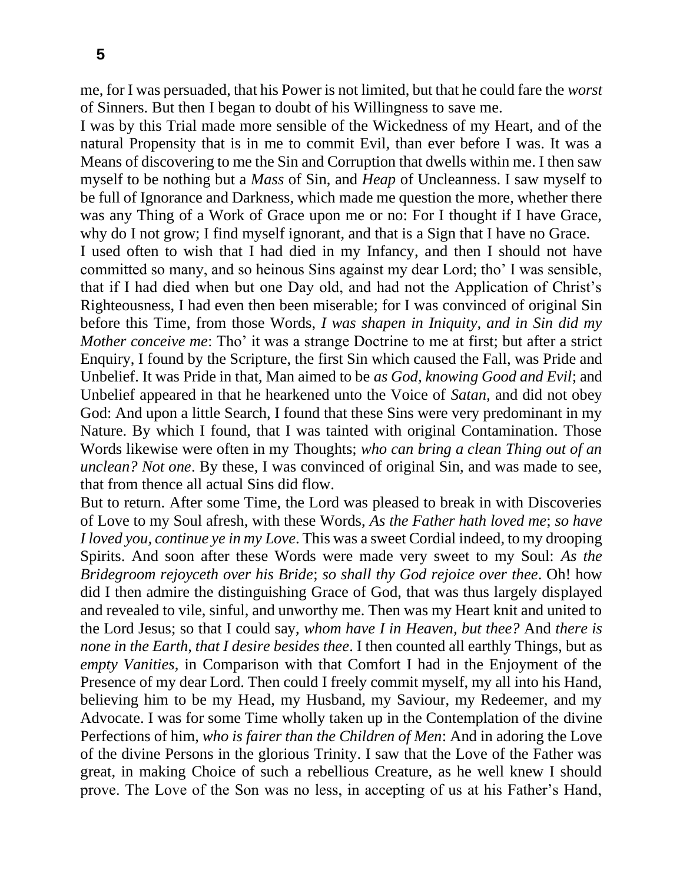me, for I was persuaded, that his Power is not limited, but that he could fare the *worst* of Sinners. But then I began to doubt of his Willingness to save me.

I was by this Trial made more sensible of the Wickedness of my Heart, and of the natural Propensity that is in me to commit Evil, than ever before I was. It was a Means of discovering to me the Sin and Corruption that dwells within me. I then saw myself to be nothing but a *Mass* of Sin, and *Heap* of Uncleanness. I saw myself to be full of Ignorance and Darkness, which made me question the more, whether there was any Thing of a Work of Grace upon me or no: For I thought if I have Grace, why do I not grow; I find myself ignorant, and that is a Sign that I have no Grace.

I used often to wish that I had died in my Infancy, and then I should not have committed so many, and so heinous Sins against my dear Lord; tho' I was sensible, that if I had died when but one Day old, and had not the Application of Christ's Righteousness, I had even then been miserable; for I was convinced of original Sin before this Time, from those Words, *I was shapen in Iniquity, and in Sin did my Mother conceive me*: Tho' it was a strange Doctrine to me at first; but after a strict Enquiry, I found by the Scripture, the first Sin which caused the Fall, was Pride and Unbelief. It was Pride in that, Man aimed to be *as God, knowing Good and Evil*; and Unbelief appeared in that he hearkened unto the Voice of *Satan,* and did not obey God: And upon a little Search, I found that these Sins were very predominant in my Nature. By which I found, that I was tainted with original Contamination. Those Words likewise were often in my Thoughts; *who can bring a clean Thing out of an unclean? Not one*. By these, I was convinced of original Sin, and was made to see, that from thence all actual Sins did flow.

But to return. After some Time, the Lord was pleased to break in with Discoveries of Love to my Soul afresh, with these Words, *As the Father hath loved me*; *so have I loved you, continue ye in my Love*. This was a sweet Cordial indeed, to my drooping Spirits. And soon after these Words were made very sweet to my Soul: *As the Bridegroom rejoyceth over his Bride*; *so shall thy God rejoice over thee*. Oh! how did I then admire the distinguishing Grace of God, that was thus largely displayed and revealed to vile, sinful, and unworthy me. Then was my Heart knit and united to the Lord Jesus; so that I could say, *whom have I in Heaven, but thee?* And *there is none in the Earth, that I desire besides thee*. I then counted all earthly Things, but as *empty Vanities,* in Comparison with that Comfort I had in the Enjoyment of the Presence of my dear Lord. Then could I freely commit myself, my all into his Hand, believing him to be my Head, my Husband, my Saviour, my Redeemer, and my Advocate. I was for some Time wholly taken up in the Contemplation of the divine Perfections of him, *who is fairer than the Children of Men*: And in adoring the Love of the divine Persons in the glorious Trinity. I saw that the Love of the Father was great, in making Choice of such a rebellious Creature, as he well knew I should prove. The Love of the Son was no less, in accepting of us at his Father's Hand,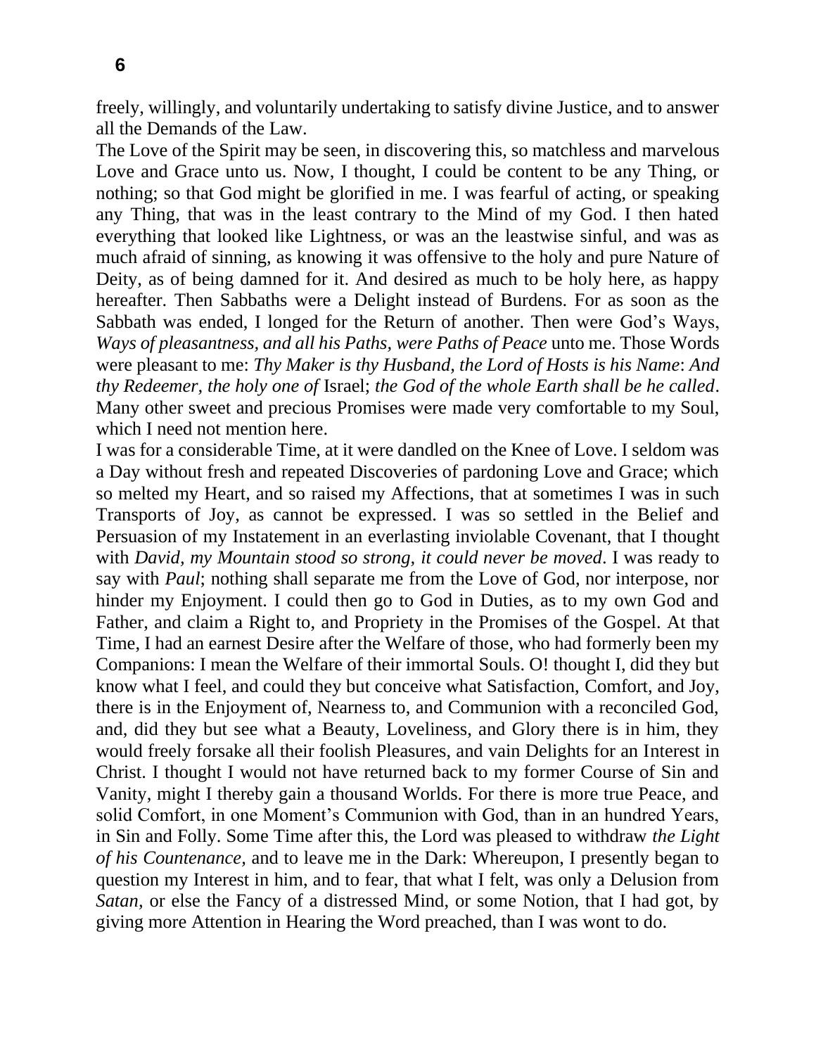freely, willingly, and voluntarily undertaking to satisfy divine Justice, and to answer all the Demands of the Law.

The Love of the Spirit may be seen, in discovering this, so matchless and marvelous Love and Grace unto us. Now, I thought, I could be content to be any Thing, or nothing; so that God might be glorified in me. I was fearful of acting, or speaking any Thing, that was in the least contrary to the Mind of my God. I then hated everything that looked like Lightness, or was an the leastwise sinful, and was as much afraid of sinning, as knowing it was offensive to the holy and pure Nature of Deity, as of being damned for it. And desired as much to be holy here, as happy hereafter. Then Sabbaths were a Delight instead of Burdens. For as soon as the Sabbath was ended, I longed for the Return of another. Then were God's Ways, *Ways of pleasantness, and all his Paths, were Paths of Peace* unto me. Those Words were pleasant to me: *Thy Maker is thy Husband, the Lord of Hosts is his Name*: *And thy Redeemer, the holy one of* Israel; *the God of the whole Earth shall be he called*. Many other sweet and precious Promises were made very comfortable to my Soul, which I need not mention here.

I was for a considerable Time, at it were dandled on the Knee of Love. I seldom was a Day without fresh and repeated Discoveries of pardoning Love and Grace; which so melted my Heart, and so raised my Affections, that at sometimes I was in such Transports of Joy, as cannot be expressed. I was so settled in the Belief and Persuasion of my Instatement in an everlasting inviolable Covenant, that I thought with *David, my Mountain stood so strong, it could never be moved*. I was ready to say with *Paul*; nothing shall separate me from the Love of God, nor interpose, nor hinder my Enjoyment. I could then go to God in Duties, as to my own God and Father, and claim a Right to, and Propriety in the Promises of the Gospel. At that Time, I had an earnest Desire after the Welfare of those, who had formerly been my Companions: I mean the Welfare of their immortal Souls. O! thought I, did they but know what I feel, and could they but conceive what Satisfaction, Comfort, and Joy, there is in the Enjoyment of, Nearness to, and Communion with a reconciled God, and, did they but see what a Beauty, Loveliness, and Glory there is in him, they would freely forsake all their foolish Pleasures, and vain Delights for an Interest in Christ. I thought I would not have returned back to my former Course of Sin and Vanity, might I thereby gain a thousand Worlds. For there is more true Peace, and solid Comfort, in one Moment's Communion with God, than in an hundred Years, in Sin and Folly. Some Time after this, the Lord was pleased to withdraw *the Light of his Countenance,* and to leave me in the Dark: Whereupon, I presently began to question my Interest in him, and to fear, that what I felt, was only a Delusion from *Satan,* or else the Fancy of a distressed Mind, or some Notion, that I had got, by giving more Attention in Hearing the Word preached, than I was wont to do.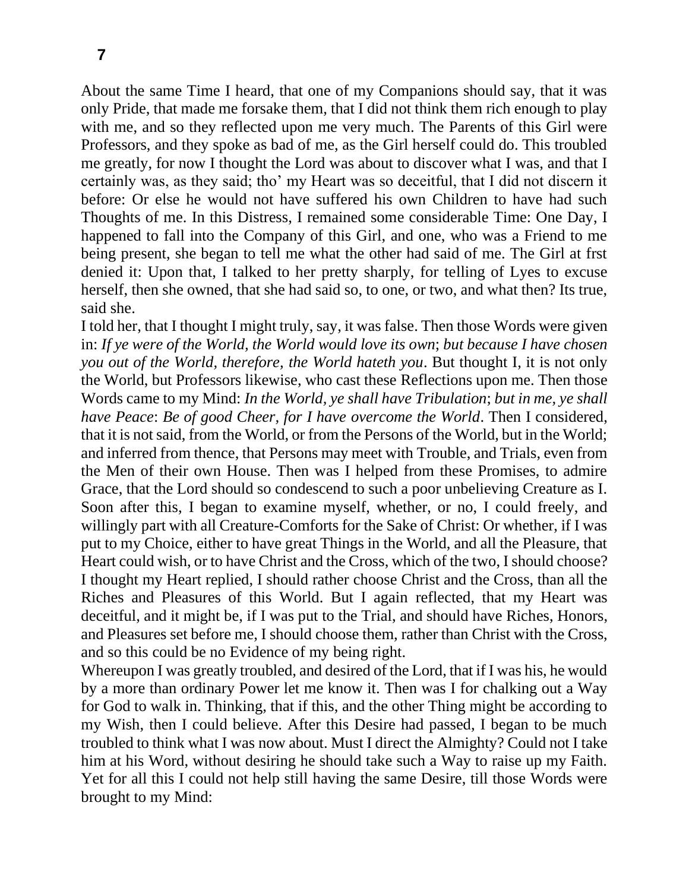About the same Time I heard, that one of my Companions should say, that it was only Pride, that made me forsake them, that I did not think them rich enough to play with me, and so they reflected upon me very much. The Parents of this Girl were Professors, and they spoke as bad of me, as the Girl herself could do. This troubled me greatly, for now I thought the Lord was about to discover what I was, and that I certainly was, as they said; tho' my Heart was so deceitful, that I did not discern it before: Or else he would not have suffered his own Children to have had such Thoughts of me. In this Distress, I remained some considerable Time: One Day, I happened to fall into the Company of this Girl, and one, who was a Friend to me being present, she began to tell me what the other had said of me. The Girl at frst denied it: Upon that, I talked to her pretty sharply, for telling of Lyes to excuse herself, then she owned, that she had said so, to one, or two, and what then? Its true, said she.

I told her, that I thought I might truly, say, it was false. Then those Words were given in: *If ye were of the World, the World would love its own*; *but because I have chosen you out of the World, therefore, the World hateth you*. But thought I, it is not only the World, but Professors likewise, who cast these Reflections upon me. Then those Words came to my Mind: *In the World, ye shall have Tribulation*; *but in me, ye shall have Peace*: *Be of good Cheer, for I have overcome the World*. Then I considered, that it is not said, from the World, or from the Persons of the World, but in the World; and inferred from thence, that Persons may meet with Trouble, and Trials, even from the Men of their own House. Then was I helped from these Promises, to admire Grace, that the Lord should so condescend to such a poor unbelieving Creature as I. Soon after this, I began to examine myself, whether, or no, I could freely, and willingly part with all Creature-Comforts for the Sake of Christ: Or whether, if I was put to my Choice, either to have great Things in the World, and all the Pleasure, that Heart could wish, or to have Christ and the Cross, which of the two, I should choose? I thought my Heart replied, I should rather choose Christ and the Cross, than all the Riches and Pleasures of this World. But I again reflected, that my Heart was deceitful, and it might be, if I was put to the Trial, and should have Riches, Honors, and Pleasures set before me, I should choose them, rather than Christ with the Cross, and so this could be no Evidence of my being right.

Whereupon I was greatly troubled, and desired of the Lord, that if I was his, he would by a more than ordinary Power let me know it. Then was I for chalking out a Way for God to walk in. Thinking, that if this, and the other Thing might be according to my Wish, then I could believe. After this Desire had passed, I began to be much troubled to think what I was now about. Must I direct the Almighty? Could not I take him at his Word, without desiring he should take such a Way to raise up my Faith. Yet for all this I could not help still having the same Desire, till those Words were brought to my Mind: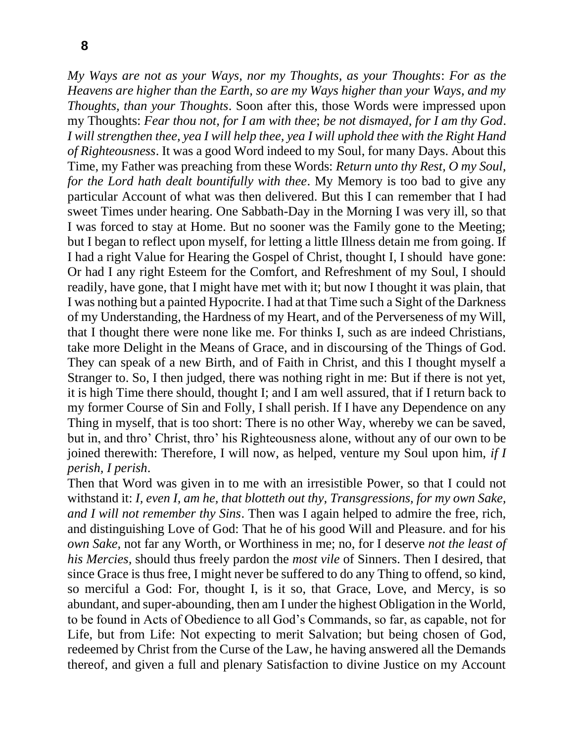*My Ways are not as your Ways, nor my Thoughts, as your Thoughts*: *For as the Heavens are higher than the Earth, so are my Ways higher than your Ways, and my Thoughts, than your Thoughts*. Soon after this, those Words were impressed upon my Thoughts: *Fear thou not, for I am with thee*; *be not dismayed, for I am thy God*. *I will strengthen thee, yea I will help thee, yea I will uphold thee with the Right Hand of Righteousness*. It was a good Word indeed to my Soul, for many Days. About this Time, my Father was preaching from these Words: *Return unto thy Rest, O my Soul, for the Lord hath dealt bountifully with thee*. My Memory is too bad to give any particular Account of what was then delivered. But this I can remember that I had sweet Times under hearing. One Sabbath-Day in the Morning I was very ill, so that I was forced to stay at Home. But no sooner was the Family gone to the Meeting; but I began to reflect upon myself, for letting a little Illness detain me from going. If I had a right Value for Hearing the Gospel of Christ, thought I, I should have gone: Or had I any right Esteem for the Comfort, and Refreshment of my Soul, I should readily, have gone, that I might have met with it; but now I thought it was plain, that I was nothing but a painted Hypocrite. I had at that Time such a Sight of the Darkness of my Understanding, the Hardness of my Heart, and of the Perverseness of my Will, that I thought there were none like me. For thinks I, such as are indeed Christians, take more Delight in the Means of Grace, and in discoursing of the Things of God. They can speak of a new Birth, and of Faith in Christ, and this I thought myself a Stranger to. So, I then judged, there was nothing right in me: But if there is not yet, it is high Time there should, thought I; and I am well assured, that if I return back to my former Course of Sin and Folly, I shall perish. If I have any Dependence on any Thing in myself, that is too short: There is no other Way, whereby we can be saved, but in, and thro' Christ, thro' his Righteousness alone, without any of our own to be joined therewith: Therefore, I will now, as helped, venture my Soul upon him, *if I perish, I perish*.

Then that Word was given in to me with an irresistible Power, so that I could not withstand it: *I, even I, am he, that blotteth out thy, Transgressions, for my own Sake, and I will not remember thy Sins*. Then was I again helped to admire the free, rich, and distinguishing Love of God: That he of his good Will and Pleasure. and for his *own Sake*, not far any Worth, or Worthiness in me; no, for I deserve *not the least of his Mercies*, should thus freely pardon the *most vile* of Sinners. Then I desired, that since Grace is thus free, I might never be suffered to do any Thing to offend, so kind, so merciful a God: For, thought I, is it so, that Grace, Love, and Mercy, is so abundant, and super-abounding, then am I under the highest Obligation in the World, to be found in Acts of Obedience to all God's Commands, so far, as capable, not for Life, but from Life: Not expecting to merit Salvation; but being chosen of God, redeemed by Christ from the Curse of the Law, he having answered all the Demands thereof, and given a full and plenary Satisfaction to divine Justice on my Account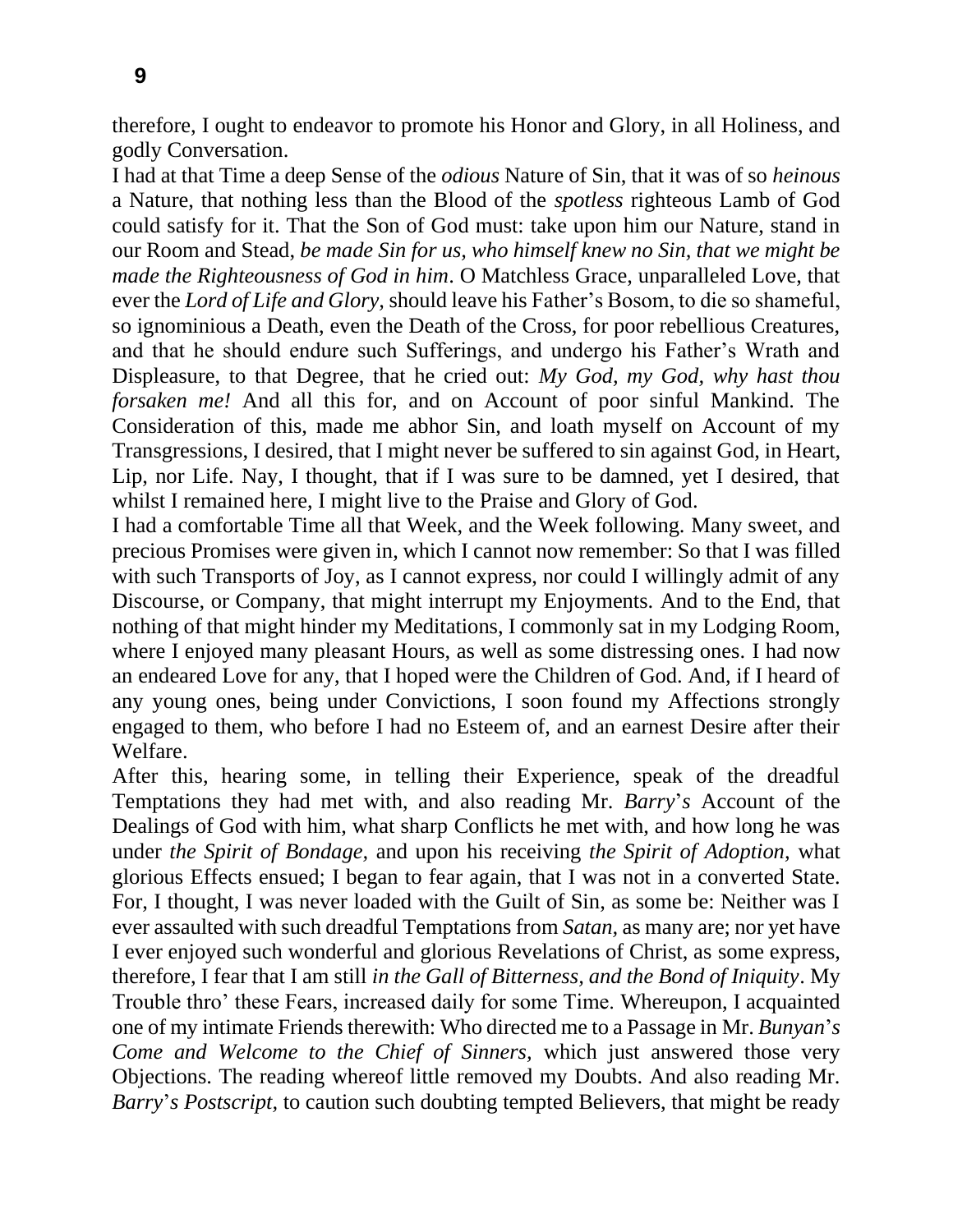therefore, I ought to endeavor to promote his Honor and Glory, in all Holiness, and godly Conversation.

I had at that Time a deep Sense of the *odious* Nature of Sin, that it was of so *heinous* a Nature, that nothing less than the Blood of the *spotless* righteous Lamb of God could satisfy for it. That the Son of God must: take upon him our Nature, stand in our Room and Stead, *be made Sin for us, who himself knew no Sin, that we might be made the Righteousness of God in him*. O Matchless Grace, unparalleled Love, that ever the *Lord of Life and Glory,* should leave his Father's Bosom, to die so shameful, so ignominious a Death, even the Death of the Cross, for poor rebellious Creatures, and that he should endure such Sufferings, and undergo his Father's Wrath and Displeasure, to that Degree, that he cried out: *My God, my God, why hast thou forsaken me!* And all this for, and on Account of poor sinful Mankind. The Consideration of this, made me abhor Sin, and loath myself on Account of my Transgressions, I desired, that I might never be suffered to sin against God, in Heart, Lip, nor Life. Nay, I thought, that if I was sure to be damned, yet I desired, that whilst I remained here, I might live to the Praise and Glory of God.

I had a comfortable Time all that Week, and the Week following. Many sweet, and precious Promises were given in, which I cannot now remember: So that I was filled with such Transports of Joy, as I cannot express, nor could I willingly admit of any Discourse, or Company, that might interrupt my Enjoyments. And to the End, that nothing of that might hinder my Meditations, I commonly sat in my Lodging Room, where I enjoyed many pleasant Hours, as well as some distressing ones. I had now an endeared Love for any, that I hoped were the Children of God. And, if I heard of any young ones, being under Convictions, I soon found my Affections strongly engaged to them, who before I had no Esteem of, and an earnest Desire after their Welfare.

After this, hearing some, in telling their Experience, speak of the dreadful Temptations they had met with, and also reading Mr. *Barry*'*s* Account of the Dealings of God with him, what sharp Conflicts he met with, and how long he was under *the Spirit of Bondage,* and upon his receiving *the Spirit of Adoption,* what glorious Effects ensued; I began to fear again, that I was not in a converted State. For, I thought, I was never loaded with the Guilt of Sin, as some be: Neither was I ever assaulted with such dreadful Temptations from *Satan,* as many are; nor yet have I ever enjoyed such wonderful and glorious Revelations of Christ, as some express, therefore, I fear that I am still *in the Gall of Bitterness, and the Bond of Iniquity*. My Trouble thro' these Fears, increased daily for some Time. Whereupon, I acquainted one of my intimate Friends therewith: Who directed me to a Passage in Mr. *Bunyan*'*s Come and Welcome to the Chief of Sinners,* which just answered those very Objections. The reading whereof little removed my Doubts. And also reading Mr. *Barry*'*s Postscript,* to caution such doubting tempted Believers, that might be ready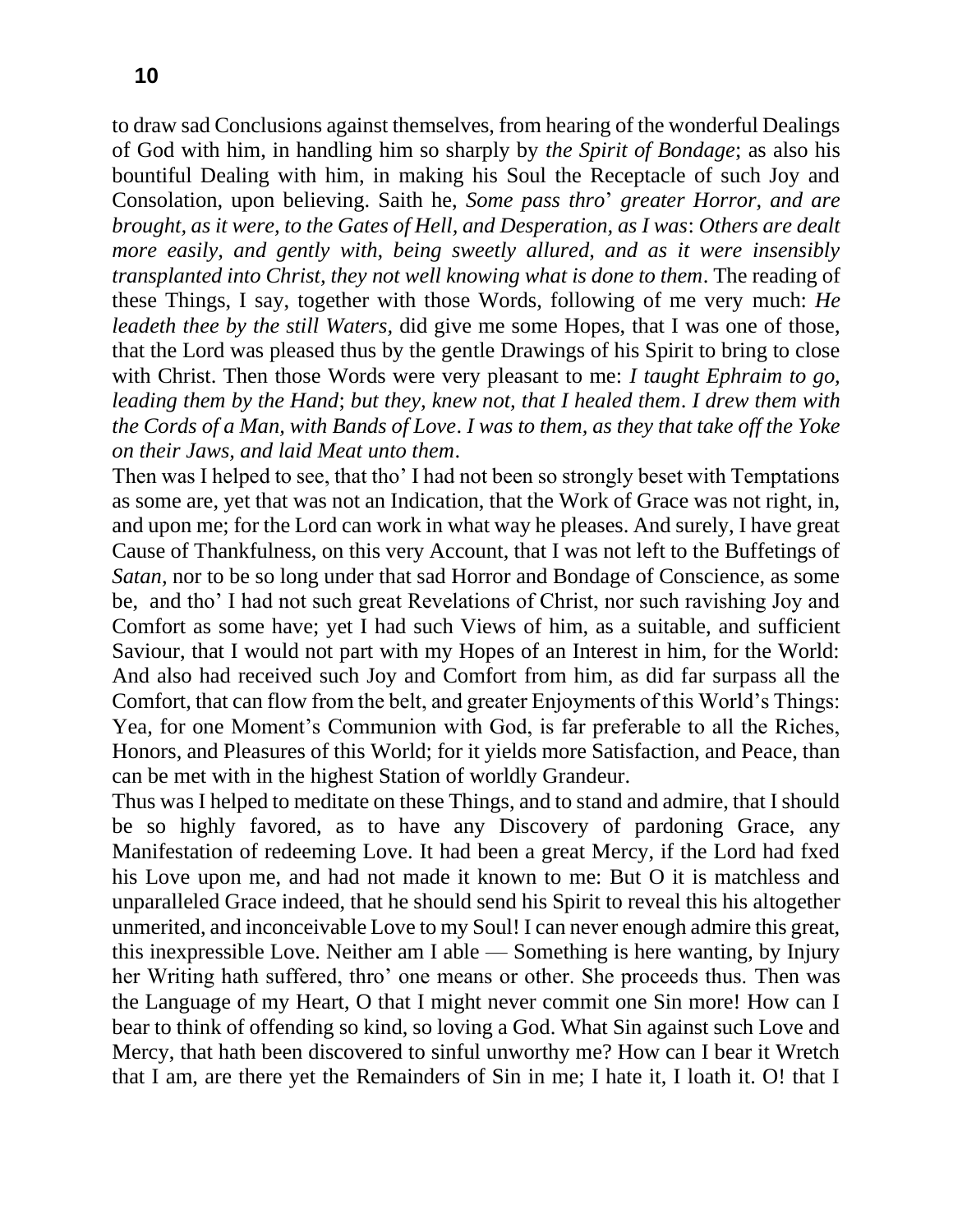to draw sad Conclusions against themselves, from hearing of the wonderful Dealings of God with him, in handling him so sharply by *the Spirit of Bondage*; as also his bountiful Dealing with him, in making his Soul the Receptacle of such Joy and Consolation, upon believing. Saith he, *Some pass thro*' *greater Horror, and are brought, as it were, to the Gates of Hell, and Desperation, as I was*: *Others are dealt more easily, and gently with, being sweetly allured, and as it were insensibly transplanted into Christ, they not well knowing what is done to them*. The reading of these Things, I say, together with those Words, following of me very much: *He leadeth thee by the still Waters*, did give me some Hopes, that I was one of those, that the Lord was pleased thus by the gentle Drawings of his Spirit to bring to close with Christ. Then those Words were very pleasant to me: *I taught Ephraim to go, leading them by the Hand*; *but they, knew not, that I healed them*. *I drew them with the Cords of a Man, with Bands of Love*. *I was to them, as they that take off the Yoke on their Jaws, and laid Meat unto them*.

Then was I helped to see, that tho' I had not been so strongly beset with Temptations as some are, yet that was not an Indication, that the Work of Grace was not right, in, and upon me; for the Lord can work in what way he pleases. And surely, I have great Cause of Thankfulness, on this very Account, that I was not left to the Buffetings of *Satan*, nor to be so long under that sad Horror and Bondage of Conscience, as some be, and tho' I had not such great Revelations of Christ, nor such ravishing Joy and Comfort as some have; yet I had such Views of him, as a suitable, and sufficient Saviour, that I would not part with my Hopes of an Interest in him, for the World: And also had received such Joy and Comfort from him, as did far surpass all the Comfort, that can flow from the belt, and greater Enjoyments of this World's Things: Yea, for one Moment's Communion with God, is far preferable to all the Riches, Honors, and Pleasures of this World; for it yields more Satisfaction, and Peace, than can be met with in the highest Station of worldly Grandeur.

Thus was I helped to meditate on these Things, and to stand and admire, that I should be so highly favored, as to have any Discovery of pardoning Grace, any Manifestation of redeeming Love. It had been a great Mercy, if the Lord had fxed his Love upon me, and had not made it known to me: But O it is matchless and unparalleled Grace indeed, that he should send his Spirit to reveal this his altogether unmerited, and inconceivable Love to my Soul! I can never enough admire this great, this inexpressible Love. Neither am I able — Something is here wanting, by Injury her Writing hath suffered, thro' one means or other. She proceeds thus. Then was the Language of my Heart, O that I might never commit one Sin more! How can I bear to think of offending so kind, so loving a God. What Sin against such Love and Mercy, that hath been discovered to sinful unworthy me? How can I bear it Wretch that I am, are there yet the Remainders of Sin in me; I hate it, I loath it. O! that I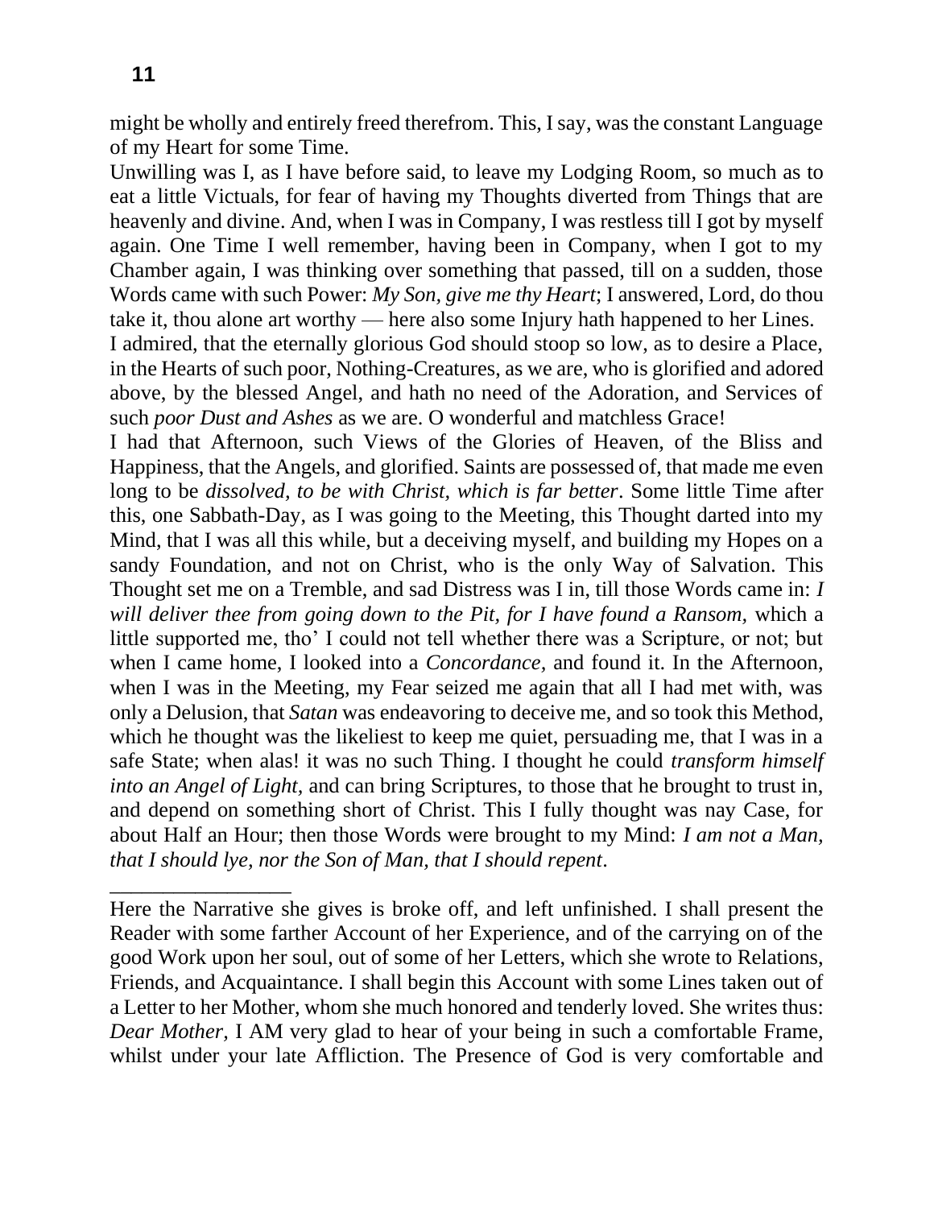might be wholly and entirely freed therefrom. This, I say, was the constant Language of my Heart for some Time.

Unwilling was I, as I have before said, to leave my Lodging Room, so much as to eat a little Victuals, for fear of having my Thoughts diverted from Things that are heavenly and divine. And, when I was in Company, I was restless till I got by myself again. One Time I well remember, having been in Company, when I got to my Chamber again, I was thinking over something that passed, till on a sudden, those Words came with such Power: *My Son, give me thy Heart*; I answered, Lord, do thou take it, thou alone art worthy — here also some Injury hath happened to her Lines.

I admired, that the eternally glorious God should stoop so low, as to desire a Place, in the Hearts of such poor, Nothing-Creatures, as we are, who is glorified and adored above, by the blessed Angel, and hath no need of the Adoration, and Services of such *poor Dust and Ashes* as we are. O wonderful and matchless Grace!

I had that Afternoon, such Views of the Glories of Heaven, of the Bliss and Happiness, that the Angels, and glorified. Saints are possessed of, that made me even long to be *dissolved, to be with Christ, which is far better*. Some little Time after this, one Sabbath-Day, as I was going to the Meeting, this Thought darted into my Mind, that I was all this while, but a deceiving myself, and building my Hopes on a sandy Foundation, and not on Christ, who is the only Way of Salvation. This Thought set me on a Tremble, and sad Distress was I in, till those Words came in: *I will deliver thee from going down to the Pit, for I have found a Ransom,* which a little supported me, tho' I could not tell whether there was a Scripture, or not; but when I came home, I looked into a *Concordance*, and found it. In the Afternoon, when I was in the Meeting, my Fear seized me again that all I had met with, was only a Delusion, that *Satan* was endeavoring to deceive me, and so took this Method, which he thought was the likeliest to keep me quiet, persuading me, that I was in a safe State; when alas! it was no such Thing. I thought he could *transform himself into an Angel of Light,* and can bring Scriptures, to those that he brought to trust in, and depend on something short of Christ. This I fully thought was nay Case, for about Half an Hour; then those Words were brought to my Mind: *I am not a Man, that I should lye, nor the Son of Man, that I should repent*.

_________________

Here the Narrative she gives is broke off, and left unfinished. I shall present the Reader with some farther Account of her Experience, and of the carrying on of the good Work upon her soul, out of some of her Letters, which she wrote to Relations, Friends, and Acquaintance. I shall begin this Account with some Lines taken out of a Letter to her Mother, whom she much honored and tenderly loved. She writes thus: *Dear Mother,* I AM very glad to hear of your being in such a comfortable Frame, whilst under your late Affliction. The Presence of God is very comfortable and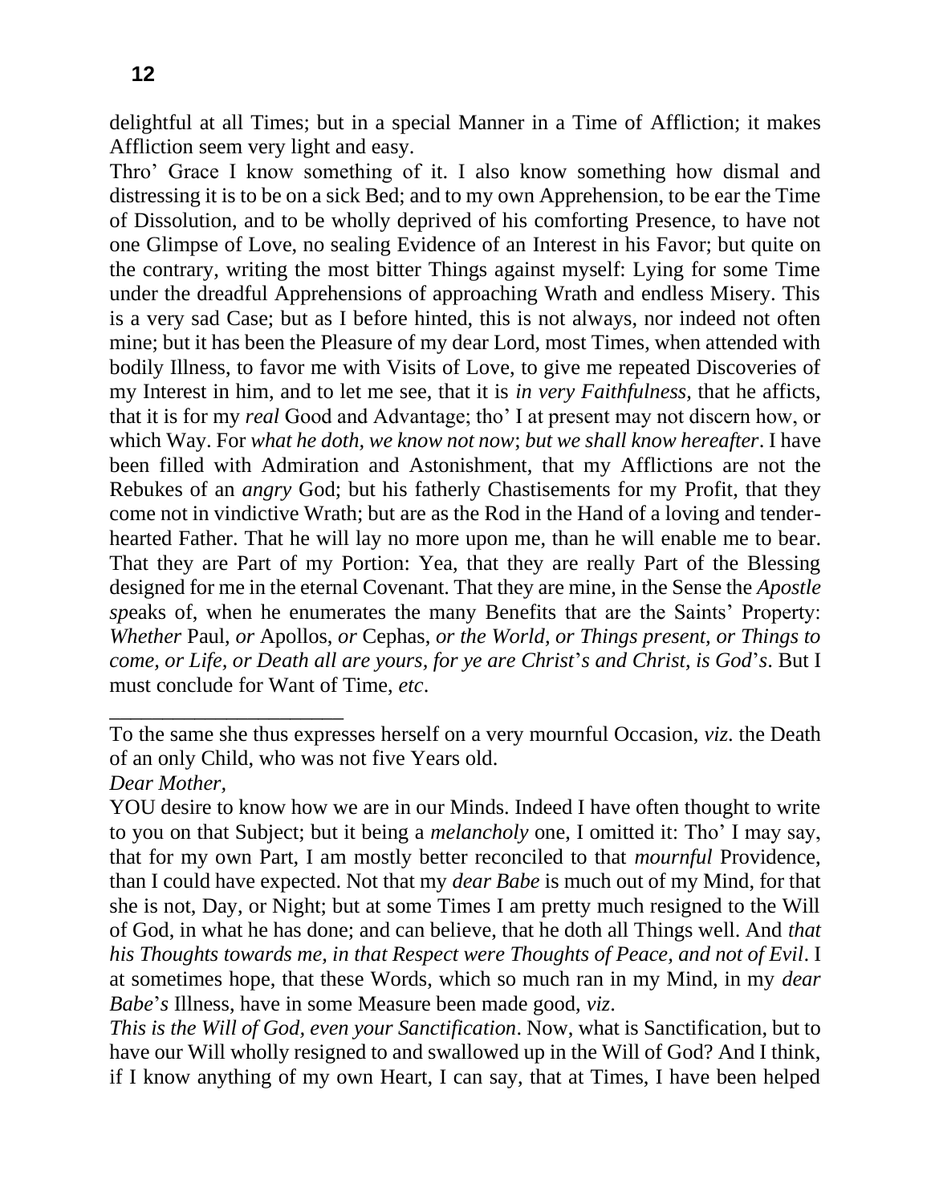delightful at all Times; but in a special Manner in a Time of Affliction; it makes Affliction seem very light and easy.

Thro' Grace I know something of it. I also know something how dismal and distressing it is to be on a sick Bed; and to my own Apprehension, to be ear the Time of Dissolution, and to be wholly deprived of his comforting Presence, to have not one Glimpse of Love, no sealing Evidence of an Interest in his Favor; but quite on the contrary, writing the most bitter Things against myself: Lying for some Time under the dreadful Apprehensions of approaching Wrath and endless Misery. This is a very sad Case; but as I before hinted, this is not always, nor indeed not often mine; but it has been the Pleasure of my dear Lord, most Times, when attended with bodily Illness, to favor me with Visits of Love, to give me repeated Discoveries of my Interest in him, and to let me see, that it is *in very Faithfulness*, that he affects, that it is for my *real* Good and Advantage; tho' I at present may not discern how, or which Way. For *what he doth, we know not now*; *but we shall know hereafter*. I have been filled with Admiration and Astonishment, that my Afflictions are not the Rebukes of an *angry* God; but his fatherly Chastisements for my Profit, that they come not in vindictive Wrath; but are as the Rod in the Hand of a loving and tender-hearted Father. That he will lay no more upon me, than he will enable me to bear. That they are Part of my Portion: Yea, that they are really Part of the Blessing designed for me in the eternal Covenant. That they are mine, in the Sense the *Apostle sp*eaks of, when he enumerates the many Benefits that are the Saints' Property: *Whether* Paul, *or* Apollos, *or* Cephas, *or the World, or Things present, or Things to come, or Life, or Death all are yours, for ye are Christ*'*s and Christ, is God*'*s*. But I must conclude for Want of Time, *etc*.

______________________

To the same she thus expresses herself on a very mournful Occasion, *viz*. the Death of an only Child, who was not five Years old.

*Dear Mother,*

YOU desire to know how we are in our Minds. Indeed I have often thought to write to you on that Subject; but it being a *melancholy* one, I omitted it: Tho' I may say, that for my own Part, I am mostly better reconciled to that *mournful* Providence, than I could have expected. Not that my *dear Babe* is much out of my Mind, for that she is not, Day, or Night; but at some Times I am pretty much resigned to the Will of God, in what he has done; and can believe, that he doth all Things well. And *that his Thoughts towards me, in that Respect were Thoughts of Peace, and not of Evil*. I at sometimes hope, that these Words, which so much ran in my Mind, in my *dear Babe*'*s* Illness, have in some Measure been made good, *viz*.

*This is the Will of God, even your Sanctification*. Now, what is Sanctification, but to have our Will wholly resigned to and swallowed up in the Will of God? And I think, if I know anything of my own Heart, I can say, that at Times, I have been helped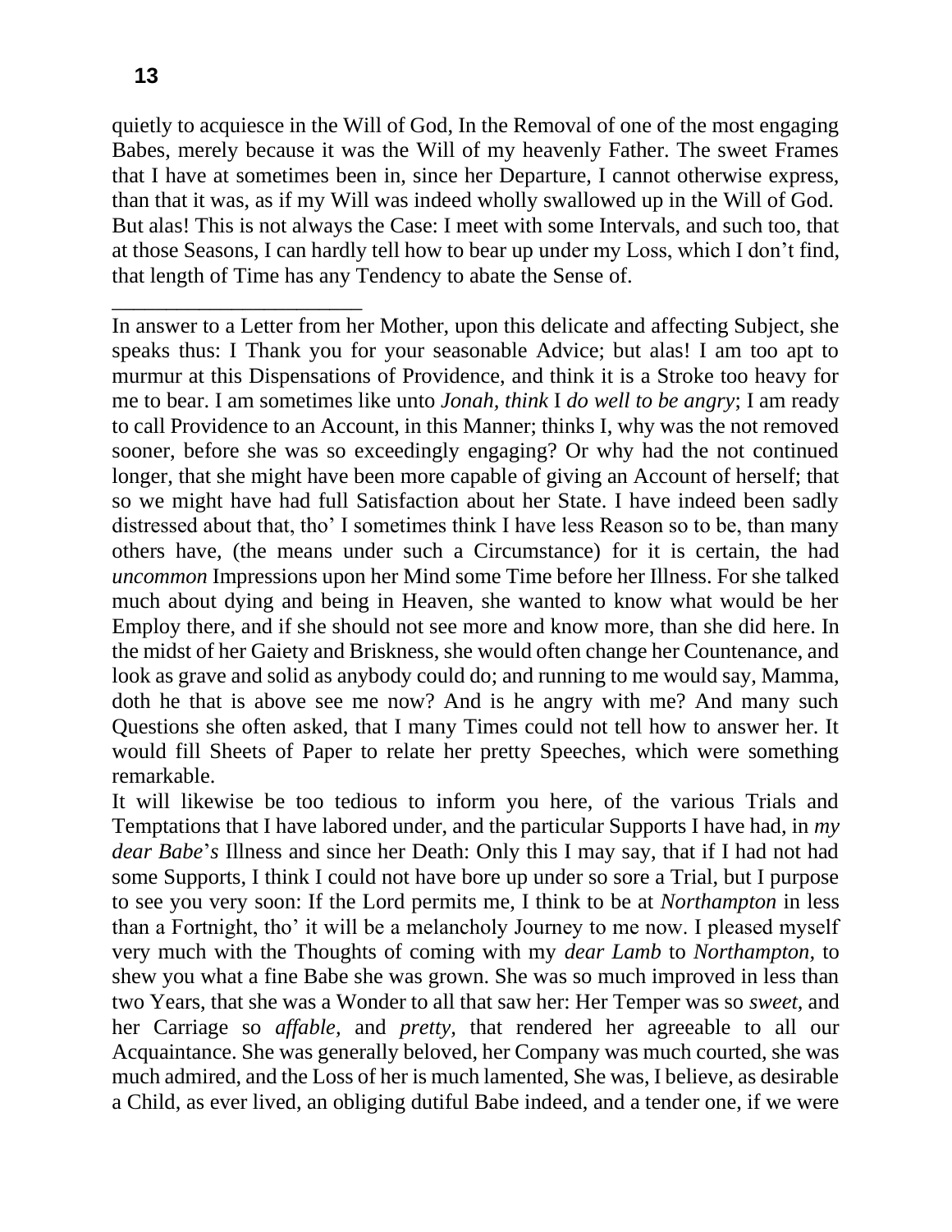quietly to acquiesce in the Will of God, In the Removal of one of the most engaging Babes, merely because it was the Will of my heavenly Father. The sweet Frames that I have at sometimes been in, since her Departure, I cannot otherwise express, than that it was, as if my Will was indeed wholly swallowed up in the Will of God. But alas! This is not always the Case: I meet with some Intervals, and such too, that at those Seasons, I can hardly tell how to bear up under my Loss, which I don't find, that length of Time has any Tendency to abate the Sense of.

---

In answer to a Letter from her Mother, upon this delicate and affecting Subject, she speaks thus: I Thank you for your seasonable Advice; but alas! I am too apt to murmur at this Dispensations of Providence, and think it is a Stroke too heavy for me to bear. I am sometimes like unto *Jonah, think* I *do well to be angry*; I am ready to call Providence to an Account, in this Manner; thinks I, why was the not removed sooner, before she was so exceedingly engaging? Or why had the not continued longer, that she might have been more capable of giving an Account of herself; that so we might have had full Satisfaction about her State. I have indeed been sadly distressed about that, tho' I sometimes think I have less Reason so to be, than many others have, (the means under such a Circumstance) for it is certain, the had *uncommon* Impressions upon her Mind some Time before her Illness. For she talked much about dying and being in Heaven, she wanted to know what would be her Employ there, and if she should not see more and know more, than she did here. In the midst of her Gaiety and Briskness, she would often change her Countenance, and look as grave and solid as anybody could do; and running to me would say, Mamma, doth he that is above see me now? And is he angry with me? And many such Questions she often asked, that I many Times could not tell how to answer her. It would fill Sheets of Paper to relate her pretty Speeches, which were something remarkable.

It will likewise be too tedious to inform you here, of the various Trials and Temptations that I have labored under, and the particular Supports I have had, in *my dear Babe*'*s* Illness and since her Death: Only this I may say, that if I had not had some Supports, I think I could not have bore up under so sore a Trial, but I purpose to see you very soon: If the Lord permits me, I think to be at *Northampton* in less than a Fortnight, tho' it will be a melancholy Journey to me now. I pleased myself very much with the Thoughts of coming with my *dear Lamb* to *Northampton,* to shew you what a fine Babe she was grown. She was so much improved in less than two Years, that she was a Wonder to all that saw her: Her Temper was so *sweet,* and her Carriage so *affable,* and *pretty,* that rendered her agreeable to all our Acquaintance. She was generally beloved, her Company was much courted, she was much admired, and the Loss of her is much lamented, She was, I believe, as desirable a Child, as ever lived, an obliging dutiful Babe indeed, and a tender one, if we were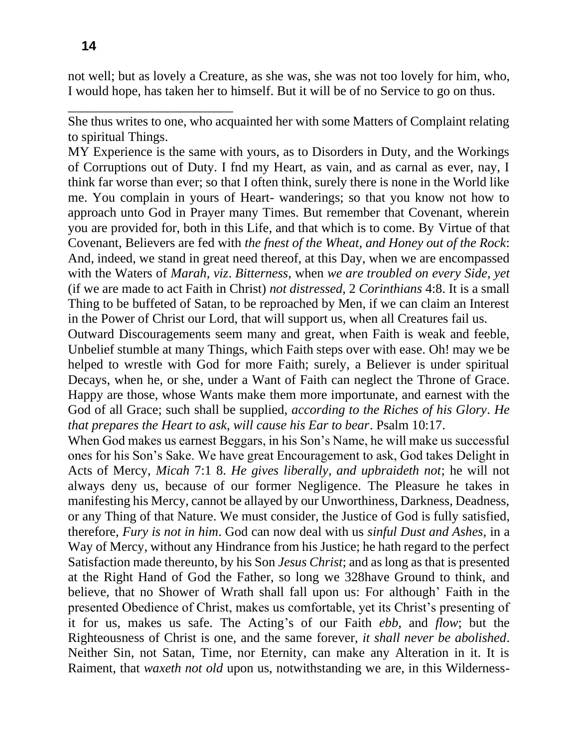not well; but as lovely a Creature, as she was, she was not too lovely for him, who, I would hope, has taken her to himself. But it will be of no Service to go on thus.

---

She thus writes to one, who acquainted her with some Matters of Complaint relating to spiritual Things.

MY Experience is the same with yours, as to Disorders in Duty, and the Workings of Corruptions out of Duty. I fnd my Heart, as vain, and as carnal as ever, nay, I think far worse than ever; so that I often think, surely there is none in the World like me. You complain in yours of Heart- wanderings; so that you know not how to approach unto God in Prayer many Times. But remember that Covenant, wherein you are provided for, both in this Life, and that which is to come. By Virtue of that Covenant, Believers are fed with *the fnest of the Wheat, and Honey out of the Rock*: And, indeed, we stand in great need thereof, at this Day, when we are encompassed with the Waters of *Marah, viz*. *Bitterness,* when *we are troubled on every Side, yet* (if we are made to act Faith in Christ) *not distressed,* 2 *Corinthians* 4:8. It is a small Thing to be buffeted of Satan, to be reproached by Men, if we can claim an Interest in the Power of Christ our Lord, that will support us, when all Creatures fail us.

Outward Discouragements seem many and great, when Faith is weak and feeble, Unbelief stumble at many Things, which Faith steps over with ease. Oh! may we be helped to wrestle with God for more Faith; surely, a Believer is under spiritual Decays, when he, or she, under a Want of Faith can neglect the Throne of Grace. Happy are those, whose Wants make them more importunate, and earnest with the God of all Grace; such shall be supplied, *according to the Riches of his Glory*. *He that prepares the Heart to ask, will cause his Ear to bear*. Psalm 10:17.

When God makes us earnest Beggars, in his Son's Name, he will make us successful ones for his Son's Sake. We have great Encouragement to ask, God takes Delight in Acts of Mercy, *Micah* 7:1 8. *He gives liberally, and upbraideth not*; he will not always deny us, because of our former Negligence. The Pleasure he takes in manifesting his Mercy, cannot be allayed by our Unworthiness, Darkness, Deadness, or any Thing of that Nature. We must consider, the Justice of God is fully satisfied, therefore, *Fury is not in him*. God can now deal with us *sinful Dust and Ashes,* in a Way of Mercy, without any Hindrance from his Justice; he hath regard to the perfect Satisfaction made thereunto, by his Son *Jesus Christ*; and as long as that is presented at the Right Hand of God the Father, so long we 328have Ground to think, and believe, that no Shower of Wrath shall fall upon us: For although' Faith in the presented Obedience of Christ, makes us comfortable, yet its Christ's presenting of it for us, makes us safe. The Acting's of our Faith *ebb,* and *flow*; but the Righteousness of Christ is one, and the same forever, *it shall never be abolished*. Neither Sin, not Satan, Time, nor Eternity, can make any Alteration in it. It is Raiment, that *waxeth not old* upon us, notwithstanding we are, in this Wilderness-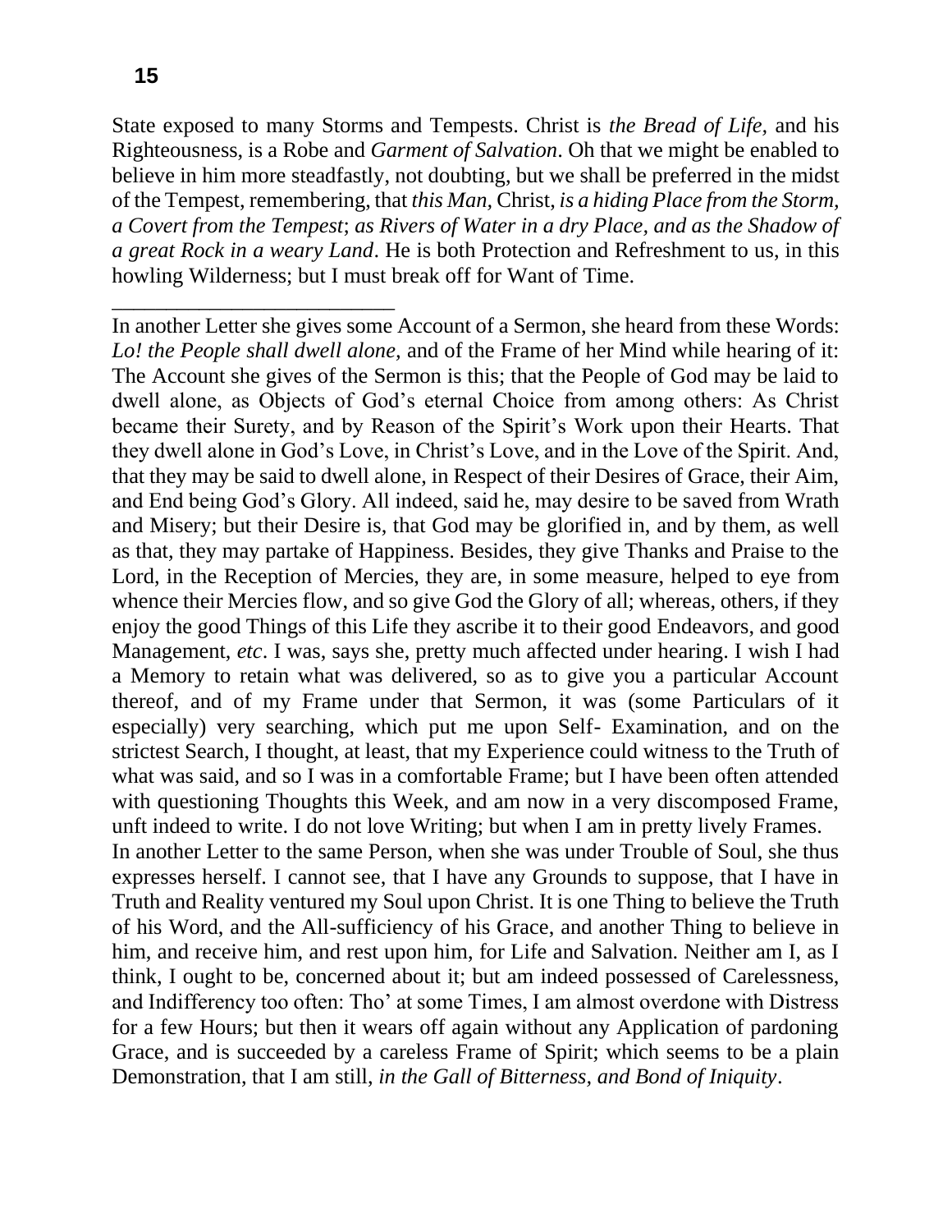State exposed to many Storms and Tempests. Christ is *the Bread of Life,* and his Righteousness, is a Robe and *Garment of Salvation*. Oh that we might be enabled to believe in him more steadfastly, not doubting, but we shall be preferred in the midst of the Tempest, remembering, that *this Man,* Christ, *is a hiding Place from the Storm, a Covert from the Tempest*; *as Rivers of Water in a dry Place, and as the Shadow of a great Rock in a weary Land*. He is both Protection and Refreshment to us, in this howling Wilderness; but I must break off for Want of Time.

---

In another Letter she gives some Account of a Sermon, she heard from these Words: *Lo! the People shall dwell alone,* and of the Frame of her Mind while hearing of it: The Account she gives of the Sermon is this; that the People of God may be laid to dwell alone, as Objects of God's eternal Choice from among others: As Christ became their Surety, and by Reason of the Spirit's Work upon their Hearts. That they dwell alone in God's Love, in Christ's Love, and in the Love of the Spirit. And, that they may be said to dwell alone, in Respect of their Desires of Grace, their Aim, and End being God's Glory. All indeed, said he, may desire to be saved from Wrath and Misery; but their Desire is, that God may be glorified in, and by them, as well as that, they may partake of Happiness. Besides, they give Thanks and Praise to the Lord, in the Reception of Mercies, they are, in some measure, helped to eye from whence their Mercies flow, and so give God the Glory of all; whereas, others, if they enjoy the good Things of this Life they ascribe it to their good Endeavors, and good Management, *etc*. I was, says she, pretty much affected under hearing. I wish I had a Memory to retain what was delivered, so as to give you a particular Account thereof, and of my Frame under that Sermon, it was (some Particulars of it especially) very searching, which put me upon Self- Examination, and on the strictest Search, I thought, at least, that my Experience could witness to the Truth of what was said, and so I was in a comfortable Frame; but I have been often attended with questioning Thoughts this Week, and am now in a very discomposed Frame, unft indeed to write. I do not love Writing; but when I am in pretty lively Frames.

In another Letter to the same Person, when she was under Trouble of Soul, she thus expresses herself. I cannot see, that I have any Grounds to suppose, that I have in Truth and Reality ventured my Soul upon Christ. It is one Thing to believe the Truth of his Word, and the All-sufficiency of his Grace, and another Thing to believe in him, and receive him, and rest upon him, for Life and Salvation. Neither am I, as I think, I ought to be, concerned about it; but am indeed possessed of Carelessness, and Indifferency too often: Tho' at some Times, I am almost overdone with Distress for a few Hours; but then it wears off again without any Application of pardoning Grace, and is succeeded by a careless Frame of Spirit; which seems to be a plain Demonstration, that I am still, *in the Gall of Bitterness, and Bond of Iniquity*.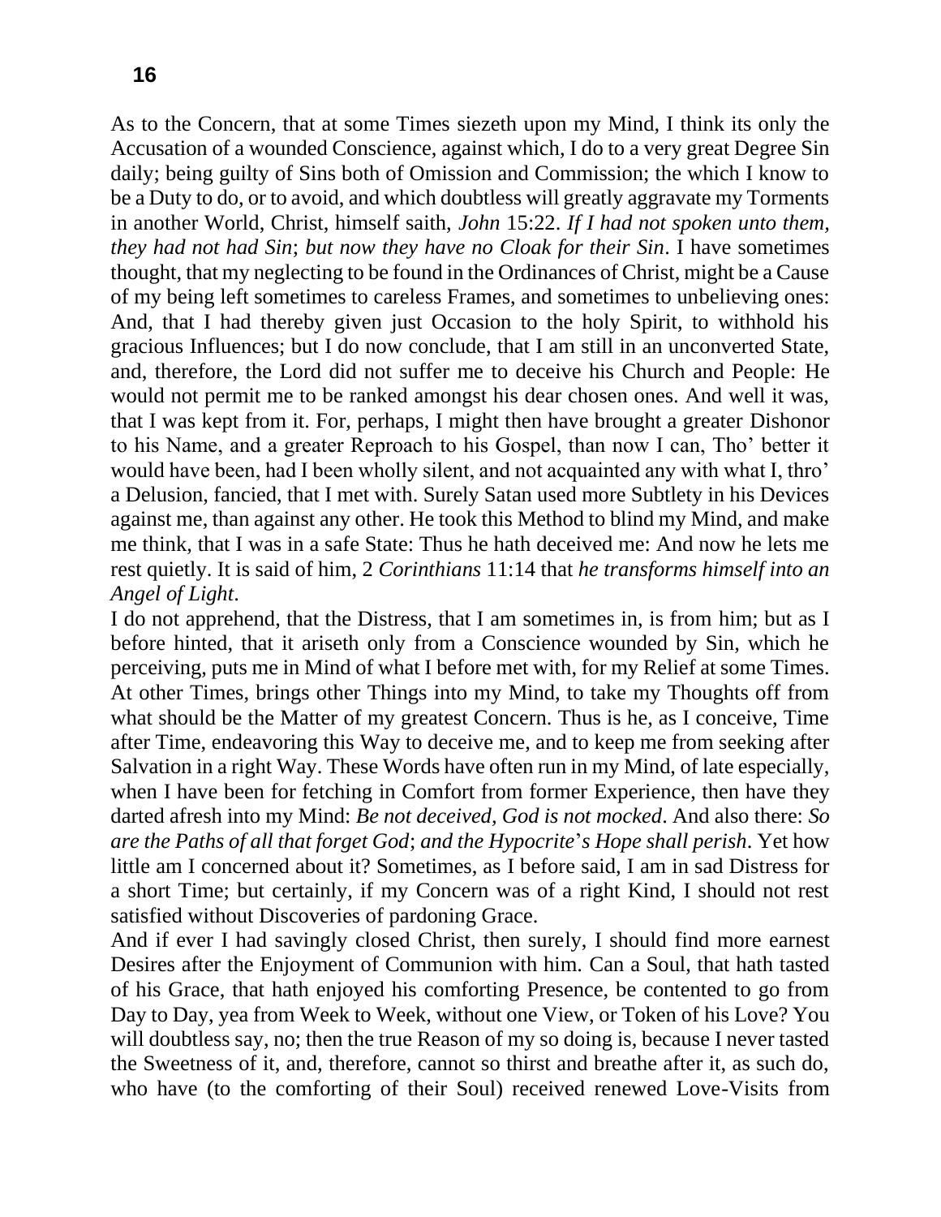As to the Concern, that at some Times siezeth upon my Mind, I think its only the Accusation of a wounded Conscience, against which, I do to a very great Degree Sin daily; being guilty of Sins both of Omission and Commission; the which I know to be a Duty to do, or to avoid, and which doubtless will greatly aggravate my Torments in another World, Christ, himself saith, *John* 15:22. *If I had not spoken unto them, they had not had Sin*; *but now they have no Cloak for their Sin*. I have sometimes thought, that my neglecting to be found in the Ordinances of Christ, might be a Cause of my being left sometimes to careless Frames, and sometimes to unbelieving ones: And, that I had thereby given just Occasion to the holy Spirit, to withhold his gracious Influences; but I do now conclude, that I am still in an unconverted State, and, therefore, the Lord did not suffer me to deceive his Church and People: He would not permit me to be ranked amongst his dear chosen ones. And well it was, that I was kept from it. For, perhaps, I might then have brought a greater Dishonor to his Name, and a greater Reproach to his Gospel, than now I can, Tho' better it would have been, had I been wholly silent, and not acquainted any with what I, thro' a Delusion, fancied, that I met with. Surely Satan used more Subtlety in his Devices against me, than against any other. He took this Method to blind my Mind, and make me think, that I was in a safe State: Thus he hath deceived me: And now he lets me rest quietly. It is said of him, 2 *Corinthians* 11:14 that *he transforms himself into an Angel of Light*.

I do not apprehend, that the Distress, that I am sometimes in, is from him; but as I before hinted, that it ariseth only from a Conscience wounded by Sin, which he perceiving, puts me in Mind of what I before met with, for my Relief at some Times. At other Times, brings other Things into my Mind, to take my Thoughts off from what should be the Matter of my greatest Concern. Thus is he, as I conceive, Time after Time, endeavoring this Way to deceive me, and to keep me from seeking after Salvation in a right Way. These Words have often run in my Mind, of late especially, when I have been for fetching in Comfort from former Experience, then have they darted afresh into my Mind: *Be not deceived, God is not mocked*. And also there: *So are the Paths of all that forget God*; *and the Hypocrite*'*s Hope shall perish*. Yet how little am I concerned about it? Sometimes, as I before said, I am in sad Distress for a short Time; but certainly, if my Concern was of a right Kind, I should not rest satisfied without Discoveries of pardoning Grace.

And if ever I had savingly closed Christ, then surely, I should find more earnest Desires after the Enjoyment of Communion with him. Can a Soul, that hath tasted of his Grace, that hath enjoyed his comforting Presence, be contented to go from Day to Day, yea from Week to Week, without one View, or Token of his Love? You will doubtless say, no; then the true Reason of my so doing is, because I never tasted the Sweetness of it, and, therefore, cannot so thirst and breathe after it, as such do, who have (to the comforting of their Soul) received renewed Love-Visits from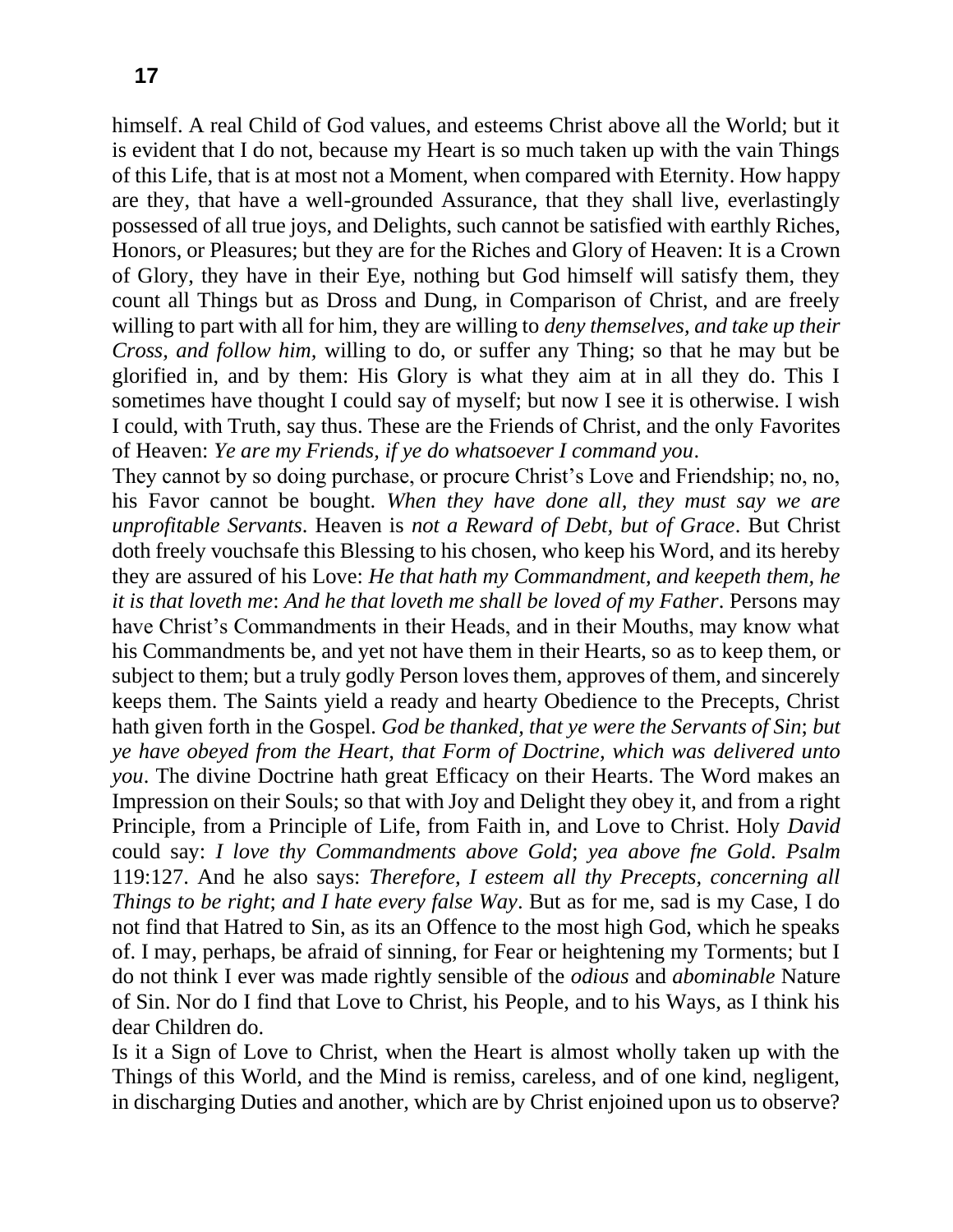himself. A real Child of God values, and esteems Christ above all the World; but it is evident that I do not, because my Heart is so much taken up with the vain Things of this Life, that is at most not a Moment, when compared with Eternity. How happy are they, that have a well-grounded Assurance, that they shall live, everlastingly possessed of all true joys, and Delights, such cannot be satisfied with earthly Riches, Honors, or Pleasures; but they are for the Riches and Glory of Heaven: It is a Crown of Glory, they have in their Eye, nothing but God himself will satisfy them, they count all Things but as Dross and Dung, in Comparison of Christ, and are freely willing to part with all for him, they are willing to *deny themselves, and take up their Cross, and follow him,* willing to do, or suffer any Thing; so that he may but be glorified in, and by them: His Glory is what they aim at in all they do. This I sometimes have thought I could say of myself; but now I see it is otherwise. I wish I could, with Truth, say thus. These are the Friends of Christ, and the only Favorites of Heaven: *Ye are my Friends, if ye do whatsoever I command you*.

They cannot by so doing purchase, or procure Christ's Love and Friendship; no, no, his Favor cannot be bought. *When they have done all, they must say we are unprofitable Servants*. Heaven is *not a Reward of Debt, but of Grace*. But Christ doth freely vouchsafe this Blessing to his chosen, who keep his Word, and its hereby they are assured of his Love: *He that hath my Commandment, and keepeth them, he it is that loveth me*: *And he that loveth me shall be loved of my Father*. Persons may have Christ's Commandments in their Heads, and in their Mouths, may know what his Commandments be, and yet not have them in their Hearts, so as to keep them, or subject to them; but a truly godly Person loves them, approves of them, and sincerely keeps them. The Saints yield a ready and hearty Obedience to the Precepts, Christ hath given forth in the Gospel. *God be thanked, that ye were the Servants of Sin*; *but ye have obeyed from the Heart, that Form of Doctrine, which was delivered unto you*. The divine Doctrine hath great Efficacy on their Hearts. The Word makes an Impression on their Souls; so that with Joy and Delight they obey it, and from a right Principle, from a Principle of Life, from Faith in, and Love to Christ. Holy *David* could say: *I love thy Commandments above Gold*; *yea above fne Gold*. *Psalm* 119:127. And he also says: *Therefore, I esteem all thy Precepts, concerning all Things to be right*; *and I hate every false Way*. But as for me, sad is my Case, I do not find that Hatred to Sin, as its an Offence to the most high God, which he speaks of. I may, perhaps, be afraid of sinning, for Fear or heightening my Torments; but I do not think I ever was made rightly sensible of the *odious* and *abominable* Nature of Sin. Nor do I find that Love to Christ, his People, and to his Ways, as I think his dear Children do.

Is it a Sign of Love to Christ, when the Heart is almost wholly taken up with the Things of this World, and the Mind is remiss, careless, and of one kind, negligent, in discharging Duties and another, which are by Christ enjoined upon us to observe?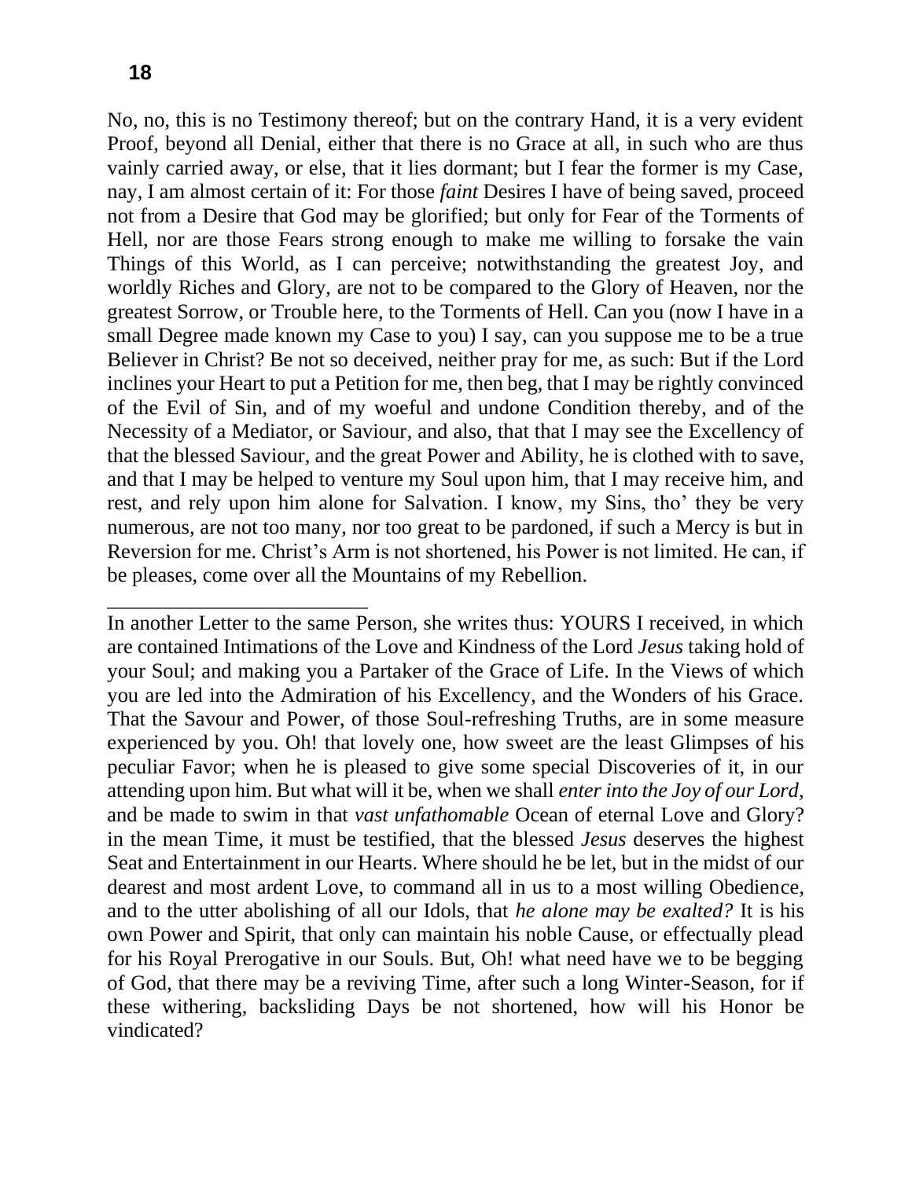No, no, this is no Testimony thereof; but on the contrary Hand, it is a very evident Proof, beyond all Denial, either that there is no Grace at all, in such who are thus vainly carried away, or else, that it lies dormant; but I fear the former is my Case, nay, I am almost certain of it: For those *faint* Desires I have of being saved, proceed not from a Desire that God may be glorified; but only for Fear of the Torments of Hell, nor are those Fears strong enough to make me willing to forsake the vain Things of this World, as I can perceive; notwithstanding the greatest Joy, and worldly Riches and Glory, are not to be compared to the Glory of Heaven, nor the greatest Sorrow, or Trouble here, to the Torments of Hell. Can you (now I have in a small Degree made known my Case to you) I say, can you suppose me to be a true Believer in Christ? Be not so deceived, neither pray for me, as such: But if the Lord inclines your Heart to put a Petition for me, then beg, that I may be rightly convinced of the Evil of Sin, and of my woeful and undone Condition thereby, and of the Necessity of a Mediator, or Saviour, and also, that that I may see the Excellency of that the blessed Saviour, and the great Power and Ability, he is clothed with to save, and that I may be helped to venture my Soul upon him, that I may receive him, and rest, and rely upon him alone for Salvation. I know, my Sins, tho' they be very numerous, are not too many, nor too great to be pardoned, if such a Mercy is but in Reversion for me. Christ's Arm is not shortened, his Power is not limited. He can, if be pleases, come over all the Mountains of my Rebellion.

---

In another Letter to the same Person, she writes thus: YOURS I received, in which are contained Intimations of the Love and Kindness of the Lord *Jesus* taking hold of your Soul; and making you a Partaker of the Grace of Life. In the Views of which you are led into the Admiration of his Excellency, and the Wonders of his Grace. That the Savour and Power, of those Soul-refreshing Truths, are in some measure experienced by you. Oh! that lovely one, how sweet are the least Glimpses of his peculiar Favor; when he is pleased to give some special Discoveries of it, in our attending upon him. But what will it be, when we shall *enter into the Joy of our Lord*, and be made to swim in that *vast unfathomable* Ocean of eternal Love and Glory? in the mean Time, it must be testified, that the blessed *Jesus* deserves the highest Seat and Entertainment in our Hearts. Where should he be let, but in the midst of our dearest and most ardent Love, to command all in us to a most willing Obedience, and to the utter abolishing of all our Idols, that *he alone may be exalted?* It is his own Power and Spirit, that only can maintain his noble Cause, or effectually plead for his Royal Prerogative in our Souls. But, Oh! what need have we to be begging of God, that there may be a reviving Time, after such a long Winter-Season, for if these withering, backsliding Days be not shortened, how will his Honor be vindicated?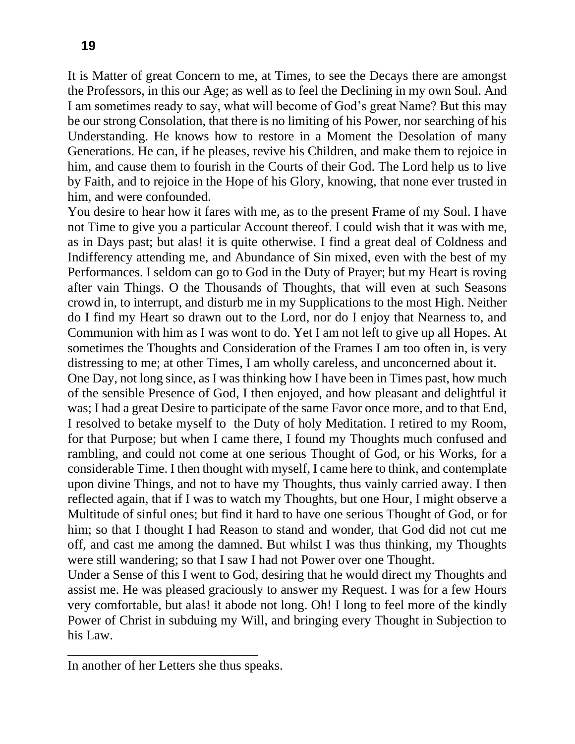It is Matter of great Concern to me, at Times, to see the Decays there are amongst the Professors, in this our Age; as well as to feel the Declining in my own Soul. And I am sometimes ready to say, what will become of God's great Name? But this may be our strong Consolation, that there is no limiting of his Power, nor searching of his Understanding. He knows how to restore in a Moment the Desolation of many Generations. He can, if he pleases, revive his Children, and make them to rejoice in him, and cause them to fourish in the Courts of their God. The Lord help us to live by Faith, and to rejoice in the Hope of his Glory, knowing, that none ever trusted in him, and were confounded.

You desire to hear how it fares with me, as to the present Frame of my Soul. I have not Time to give you a particular Account thereof. I could wish that it was with me, as in Days past; but alas! it is quite otherwise. I find a great deal of Coldness and Indifferency attending me, and Abundance of Sin mixed, even with the best of my Performances. I seldom can go to God in the Duty of Prayer; but my Heart is roving after vain Things. O the Thousands of Thoughts, that will even at such Seasons crowd in, to interrupt, and disturb me in my Supplications to the most High. Neither do I find my Heart so drawn out to the Lord, nor do I enjoy that Nearness to, and Communion with him as I was wont to do. Yet I am not left to give up all Hopes. At sometimes the Thoughts and Consideration of the Frames I am too often in, is very distressing to me; at other Times, I am wholly careless, and unconcerned about it.

One Day, not long since, as I was thinking how I have been in Times past, how much of the sensible Presence of God, I then enjoyed, and how pleasant and delightful it was; I had a great Desire to participate of the same Favor once more, and to that End, I resolved to betake myself to the Duty of holy Meditation. I retired to my Room, for that Purpose; but when I came there, I found my Thoughts much confused and rambling, and could not come at one serious Thought of God, or his Works, for a considerable Time. I then thought with myself, I came here to think, and contemplate upon divine Things, and not to have my Thoughts, thus vainly carried away. I then reflected again, that if I was to watch my Thoughts, but one Hour, I might observe a Multitude of sinful ones; but find it hard to have one serious Thought of God, or for him; so that I thought I had Reason to stand and wonder, that God did not cut me off, and cast me among the damned. But whilst I was thus thinking, my Thoughts were still wandering; so that I saw I had not Power over one Thought.

Under a Sense of this I went to God, desiring that he would direct my Thoughts and assist me. He was pleased graciously to answer my Request. I was for a few Hours very comfortable, but alas! it abode not long. Oh! I long to feel more of the kindly Power of Christ in subduing my Will, and bringing every Thought in Subjection to his Law.

______________________________

In another of her Letters she thus speaks.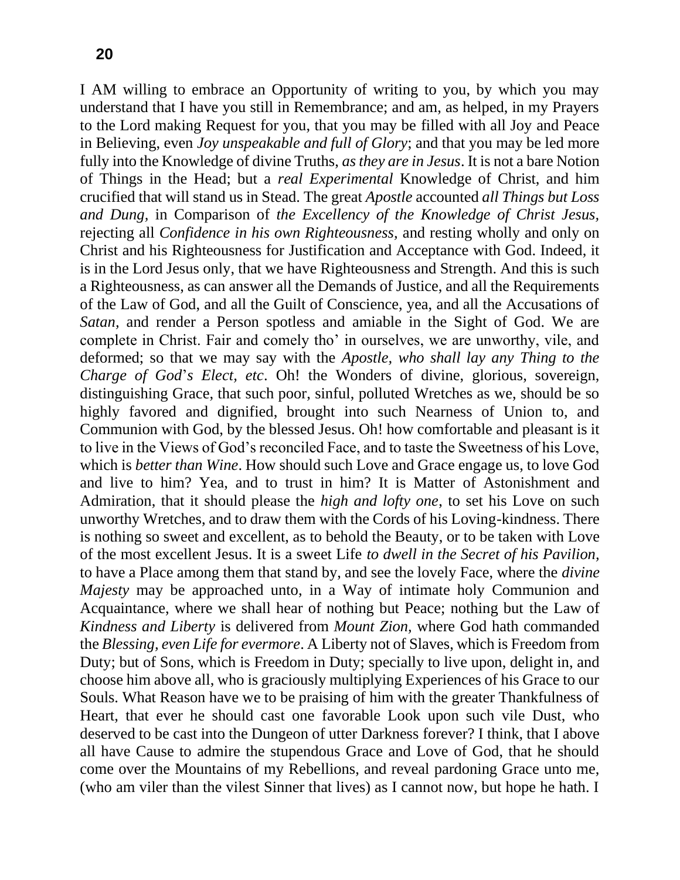I AM willing to embrace an Opportunity of writing to you, by which you may understand that I have you still in Remembrance; and am, as helped, in my Prayers to the Lord making Request for you, that you may be filled with all Joy and Peace in Believing, even *Joy unspeakable and full of Glory*; and that you may be led more fully into the Knowledge of divine Truths, *as they are in Jesus*. It is not a bare Notion of Things in the Head; but a *real Experimental* Knowledge of Christ, and him crucified that will stand us in Stead. The great *Apostle* accounted *all Things but Loss and Dung,* in Comparison of *the Excellency of the Knowledge of Christ Jesus,* rejecting all *Confidence in his own Righteousness*, and resting wholly and only on Christ and his Righteousness for Justification and Acceptance with God. Indeed, it is in the Lord Jesus only, that we have Righteousness and Strength. And this is such a Righteousness, as can answer all the Demands of Justice, and all the Requirements of the Law of God, and all the Guilt of Conscience, yea, and all the Accusations of *Satan,* and render a Person spotless and amiable in the Sight of God. We are complete in Christ. Fair and comely tho' in ourselves, we are unworthy, vile, and deformed; so that we may say with the *Apostle, who shall lay any Thing to the Charge of God*'*s Elect, etc*. Oh! the Wonders of divine, glorious, sovereign, distinguishing Grace, that such poor, sinful, polluted Wretches as we, should be so highly favored and dignified, brought into such Nearness of Union to, and Communion with God, by the blessed Jesus. Oh! how comfortable and pleasant is it to live in the Views of God's reconciled Face, and to taste the Sweetness of his Love, which is *better than Wine*. How should such Love and Grace engage us, to love God and live to him? Yea, and to trust in him? It is Matter of Astonishment and Admiration, that it should please the *high and lofty one*, to set his Love on such unworthy Wretches, and to draw them with the Cords of his Loving-kindness. There is nothing so sweet and excellent, as to behold the Beauty, or to be taken with Love of the most excellent Jesus. It is a sweet Life *to dwell in the Secret of his Pavilion,* to have a Place among them that stand by, and see the lovely Face, where the *divine Majesty* may be approached unto, in a Way of intimate holy Communion and Acquaintance, where we shall hear of nothing but Peace; nothing but the Law of *Kindness and Liberty* is delivered from *Mount Zion,* where God hath commanded the *Blessing, even Life for evermore*. A Liberty not of Slaves, which is Freedom from Duty; but of Sons, which is Freedom in Duty; specially to live upon, delight in, and choose him above all, who is graciously multiplying Experiences of his Grace to our Souls. What Reason have we to be praising of him with the greater Thankfulness of Heart, that ever he should cast one favorable Look upon such vile Dust, who deserved to be cast into the Dungeon of utter Darkness forever? I think, that I above all have Cause to admire the stupendous Grace and Love of God, that he should come over the Mountains of my Rebellions, and reveal pardoning Grace unto me, (who am viler than the vilest Sinner that lives) as I cannot now, but hope he hath. I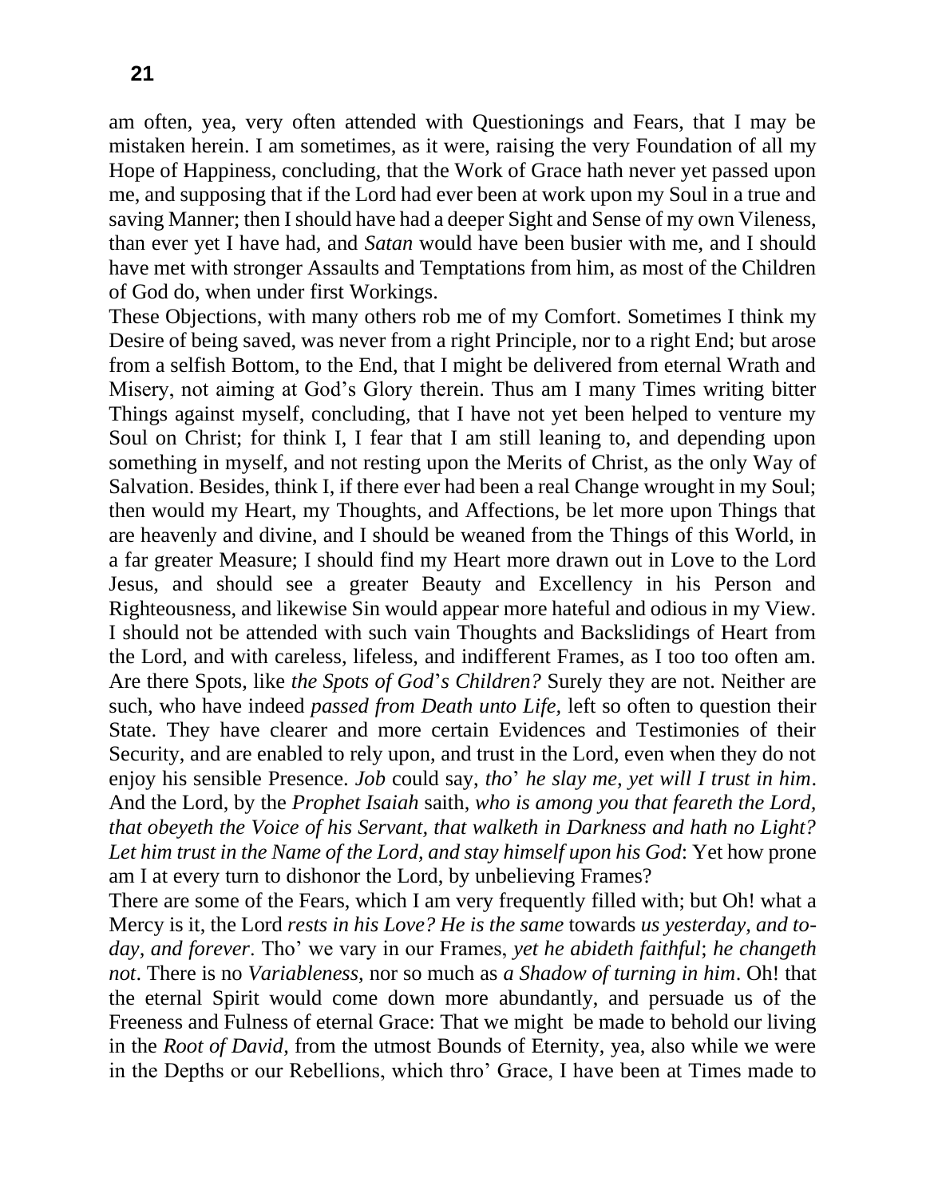am often, yea, very often attended with Questionings and Fears, that I may be mistaken herein. I am sometimes, as it were, raising the very Foundation of all my Hope of Happiness, concluding, that the Work of Grace hath never yet passed upon me, and supposing that if the Lord had ever been at work upon my Soul in a true and saving Manner; then I should have had a deeper Sight and Sense of my own Vileness, than ever yet I have had, and *Satan* would have been busier with me, and I should have met with stronger Assaults and Temptations from him, as most of the Children of God do, when under first Workings.

These Objections, with many others rob me of my Comfort. Sometimes I think my Desire of being saved, was never from a right Principle, nor to a right End; but arose from a selfish Bottom, to the End, that I might be delivered from eternal Wrath and Misery, not aiming at God's Glory therein. Thus am I many Times writing bitter Things against myself, concluding, that I have not yet been helped to venture my Soul on Christ; for think I, I fear that I am still leaning to, and depending upon something in myself, and not resting upon the Merits of Christ, as the only Way of Salvation. Besides, think I, if there ever had been a real Change wrought in my Soul; then would my Heart, my Thoughts, and Affections, be let more upon Things that are heavenly and divine, and I should be weaned from the Things of this World, in a far greater Measure; I should find my Heart more drawn out in Love to the Lord Jesus, and should see a greater Beauty and Excellency in his Person and Righteousness, and likewise Sin would appear more hateful and odious in my View. I should not be attended with such vain Thoughts and Backslidings of Heart from the Lord, and with careless, lifeless, and indifferent Frames, as I too too often am. Are there Spots, like *the Spots of God*'*s Children?* Surely they are not. Neither are such, who have indeed *passed from Death unto Life,* left so often to question their State. They have clearer and more certain Evidences and Testimonies of their Security, and are enabled to rely upon, and trust in the Lord, even when they do not enjoy his sensible Presence. *Job* could say, *tho*' *he slay me, yet will I trust in him*. And the Lord, by the *Prophet Isaiah* saith, *who is among you that feareth the Lord, that obeyeth the Voice of his Servant, that walketh in Darkness and hath no Light? Let him trust in the Name of the Lord, and stay himself upon his God*: Yet how prone am I at every turn to dishonor the Lord, by unbelieving Frames?

There are some of the Fears, which I am very frequently filled with; but Oh! what a Mercy is it, the Lord *rests in his Love? He is the same* towards *us yesterday, and to-day, and forever*. Tho' we vary in our Frames, *yet he abideth faithful*; *he changeth not*. There is no *Variableness*, nor so much as *a Shadow of turning in him*. Oh! that the eternal Spirit would come down more abundantly, and persuade us of the Freeness and Fulness of eternal Grace: That we might be made to behold our living in the *Root of David,* from the utmost Bounds of Eternity, yea, also while we were in the Depths or our Rebellions, which thro' Grace, I have been at Times made to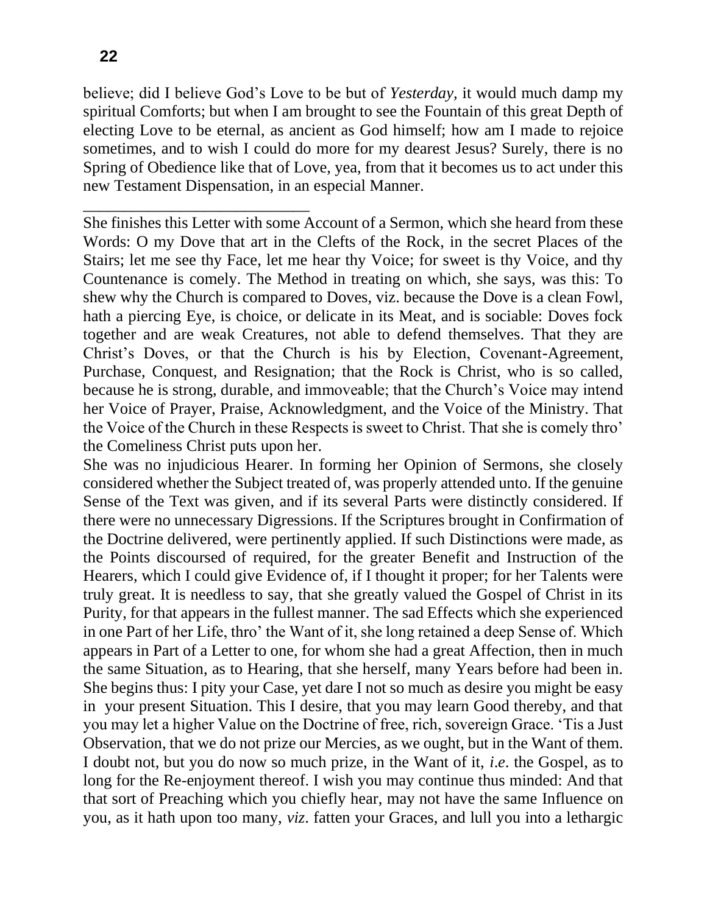believe; did I believe God's Love to be but of *Yesterday,* it would much damp my spiritual Comforts; but when I am brought to see the Fountain of this great Depth of electing Love to be eternal, as ancient as God himself; how am I made to rejoice sometimes, and to wish I could do more for my dearest Jesus? Surely, there is no Spring of Obedience like that of Love, yea, from that it becomes us to act under this new Testament Dispensation, in an especial Manner.

\_\_\_\_\_\_\_\_\_\_\_\_\_\_\_\_\_\_\_\_\_\_\_\_\_\_\_\_

She finishes this Letter with some Account of a Sermon, which she heard from these Words: O my Dove that art in the Clefts of the Rock, in the secret Places of the Stairs; let me see thy Face, let me hear thy Voice; for sweet is thy Voice, and thy Countenance is comely. The Method in treating on which, she says, was this: To shew why the Church is compared to Doves, viz. because the Dove is a clean Fowl, hath a piercing Eye, is choice, or delicate in its Meat, and is sociable: Doves fock together and are weak Creatures, not able to defend themselves. That they are Christ's Doves, or that the Church is his by Election, Covenant-Agreement, Purchase, Conquest, and Resignation; that the Rock is Christ, who is so called, because he is strong, durable, and immoveable; that the Church's Voice may intend her Voice of Prayer, Praise, Acknowledgment, and the Voice of the Ministry. That the Voice of the Church in these Respects is sweet to Christ. That she is comely thro' the Comeliness Christ puts upon her.

She was no injudicious Hearer. In forming her Opinion of Sermons, she closely considered whether the Subject treated of, was properly attended unto. If the genuine Sense of the Text was given, and if its several Parts were distinctly considered. If there were no unnecessary Digressions. If the Scriptures brought in Confirmation of the Doctrine delivered, were pertinently applied. If such Distinctions were made, as the Points discoursed of required, for the greater Benefit and Instruction of the Hearers, which I could give Evidence of, if I thought it proper; for her Talents were truly great. It is needless to say, that she greatly valued the Gospel of Christ in its Purity, for that appears in the fullest manner. The sad Effects which she experienced in one Part of her Life, thro' the Want of it, she long retained a deep Sense of. Which appears in Part of a Letter to one, for whom she had a great Affection, then in much the same Situation, as to Hearing, that she herself, many Years before had been in. She begins thus: I pity your Case, yet dare I not so much as desire you might be easy in your present Situation. This I desire, that you may learn Good thereby, and that you may let a higher Value on the Doctrine of free, rich, sovereign Grace. 'Tis a Just Observation, that we do not prize our Mercies, as we ought, but in the Want of them. I doubt not, but you do now so much prize, in the Want of it, *i.e*. the Gospel, as to long for the Re-enjoyment thereof. I wish you may continue thus minded: And that that sort of Preaching which you chiefly hear, may not have the same Influence on you, as it hath upon too many, *viz*. fatten your Graces, and lull you into a lethargic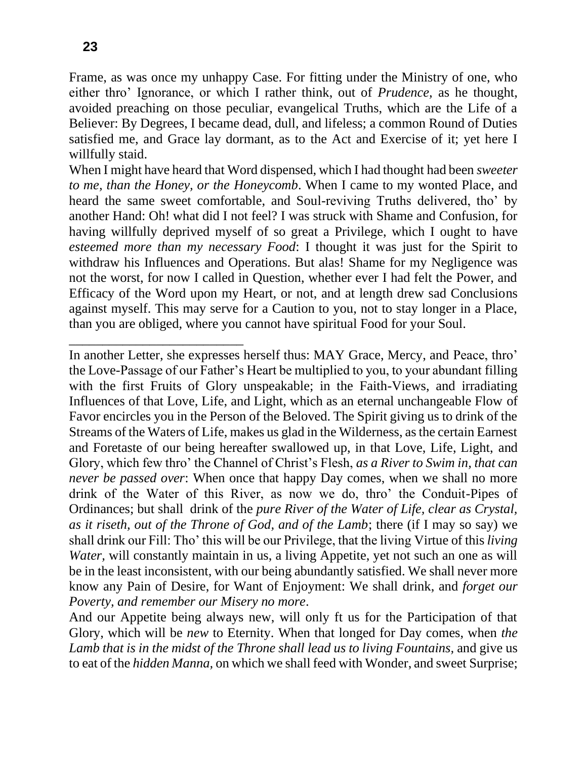Frame, as was once my unhappy Case. For fitting under the Ministry of one, who either thro' Ignorance, or which I rather think, out of *Prudence,* as he thought, avoided preaching on those peculiar, evangelical Truths, which are the Life of a Believer: By Degrees, I became dead, dull, and lifeless; a common Round of Duties satisfied me, and Grace lay dormant, as to the Act and Exercise of it; yet here I willfully staid.

When I might have heard that Word dispensed, which I had thought had been *sweeter to me, than the Honey, or the Honeycomb*. When I came to my wonted Place, and heard the same sweet comfortable, and Soul-reviving Truths delivered, tho' by another Hand: Oh! what did I not feel? I was struck with Shame and Confusion, for having willfully deprived myself of so great a Privilege, which I ought to have *esteemed more than my necessary Food*: I thought it was just for the Spirit to withdraw his Influences and Operations. But alas! Shame for my Negligence was not the worst, for now I called in Question, whether ever I had felt the Power, and Efficacy of the Word upon my Heart, or not, and at length drew sad Conclusions against myself. This may serve for a Caution to you, not to stay longer in a Place, than you are obliged, where you cannot have spiritual Food for your Soul.

---

In another Letter, she expresses herself thus: MAY Grace, Mercy, and Peace, thro' the Love-Passage of our Father's Heart be multiplied to you, to your abundant filling with the first Fruits of Glory unspeakable; in the Faith-Views, and irradiating Influences of that Love, Life, and Light, which as an eternal unchangeable Flow of Favor encircles you in the Person of the Beloved. The Spirit giving us to drink of the Streams of the Waters of Life, makes us glad in the Wilderness, as the certain Earnest and Foretaste of our being hereafter swallowed up, in that Love, Life, Light, and Glory, which few thro' the Channel of Christ's Flesh, *as a River to Swim in, that can never be passed over*: When once that happy Day comes, when we shall no more drink of the Water of this River, as now we do, thro' the Conduit-Pipes of Ordinances; but shall drink of the *pure River of the Water of Life, clear as Crystal, as it riseth, out of the Throne of God, and of the Lamb*; there (if I may so say) we shall drink our Fill: Tho' this will be our Privilege, that the living Virtue of this *living Water,* will constantly maintain in us, a living Appetite, yet not such an one as will be in the least inconsistent, with our being abundantly satisfied. We shall never more know any Pain of Desire, for Want of Enjoyment: We shall drink, and *forget our Poverty, and remember our Misery no more*.

And our Appetite being always new, will only ft us for the Participation of that Glory, which will be *new* to Eternity. When that longed for Day comes, when *the Lamb that is in the midst of the Throne shall lead us to living Fountains,* and give us to eat of the *hidden Manna,* on which we shall feed with Wonder, and sweet Surprise;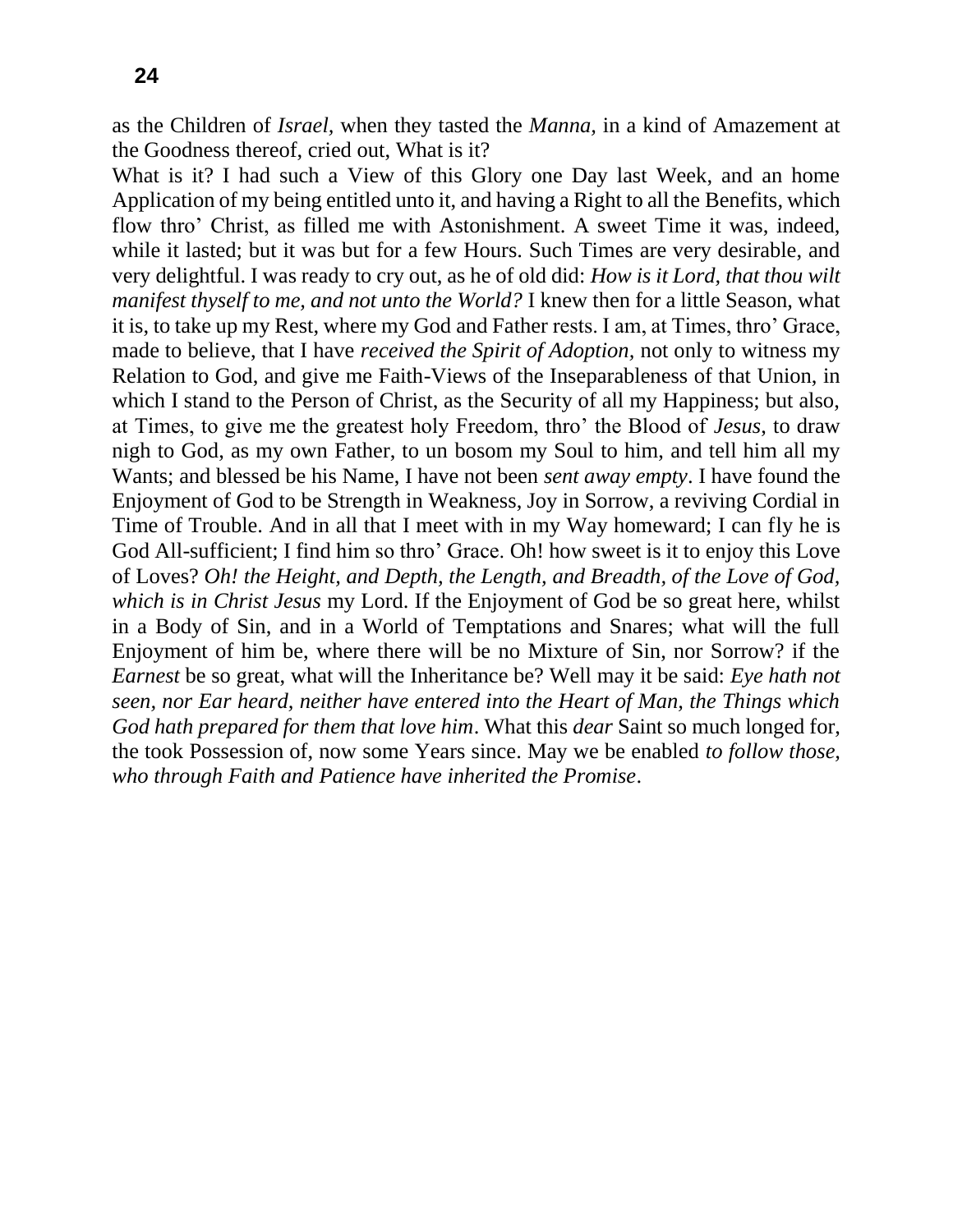as the Children of *Israel*, when they tasted the *Manna*, in a kind of Amazement at the Goodness thereof, cried out, What is it?

What is it? I had such a View of this Glory one Day last Week, and an home Application of my being entitled unto it, and having a Right to all the Benefits, which flow thro' Christ, as filled me with Astonishment. A sweet Time it was, indeed, while it lasted; but it was but for a few Hours. Such Times are very desirable, and very delightful. I was ready to cry out, as he of old did: *How is it Lord, that thou wilt manifest thyself to me, and not unto the World?* I knew then for a little Season, what it is, to take up my Rest, where my God and Father rests. I am, at Times, thro' Grace, made to believe, that I have *received the Spirit of Adoption*, not only to witness my Relation to God, and give me Faith-Views of the Inseparableness of that Union, in which I stand to the Person of Christ, as the Security of all my Happiness; but also, at Times, to give me the greatest holy Freedom, thro' the Blood of *Jesus*, to draw nigh to God, as my own Father, to un bosom my Soul to him, and tell him all my Wants; and blessed be his Name, I have not been *sent away empty*. I have found the Enjoyment of God to be Strength in Weakness, Joy in Sorrow, a reviving Cordial in Time of Trouble. And in all that I meet with in my Way homeward; I can fly he is God All-sufficient; I find him so thro' Grace. Oh! how sweet is it to enjoy this Love of Loves? *Oh! the Height, and Depth, the Length, and Breadth, of the Love of God, which is in Christ Jesus* my Lord. If the Enjoyment of God be so great here, whilst in a Body of Sin, and in a World of Temptations and Snares; what will the full Enjoyment of him be, where there will be no Mixture of Sin, nor Sorrow? if the *Earnest* be so great, what will the Inheritance be? Well may it be said: *Eye hath not seen, nor Ear heard, neither have entered into the Heart of Man, the Things which God hath prepared for them that love him*. What this *dear* Saint so much longed for, the took Possession of, now some Years since. May we be enabled *to follow those, who through Faith and Patience have inherited the Promise*.